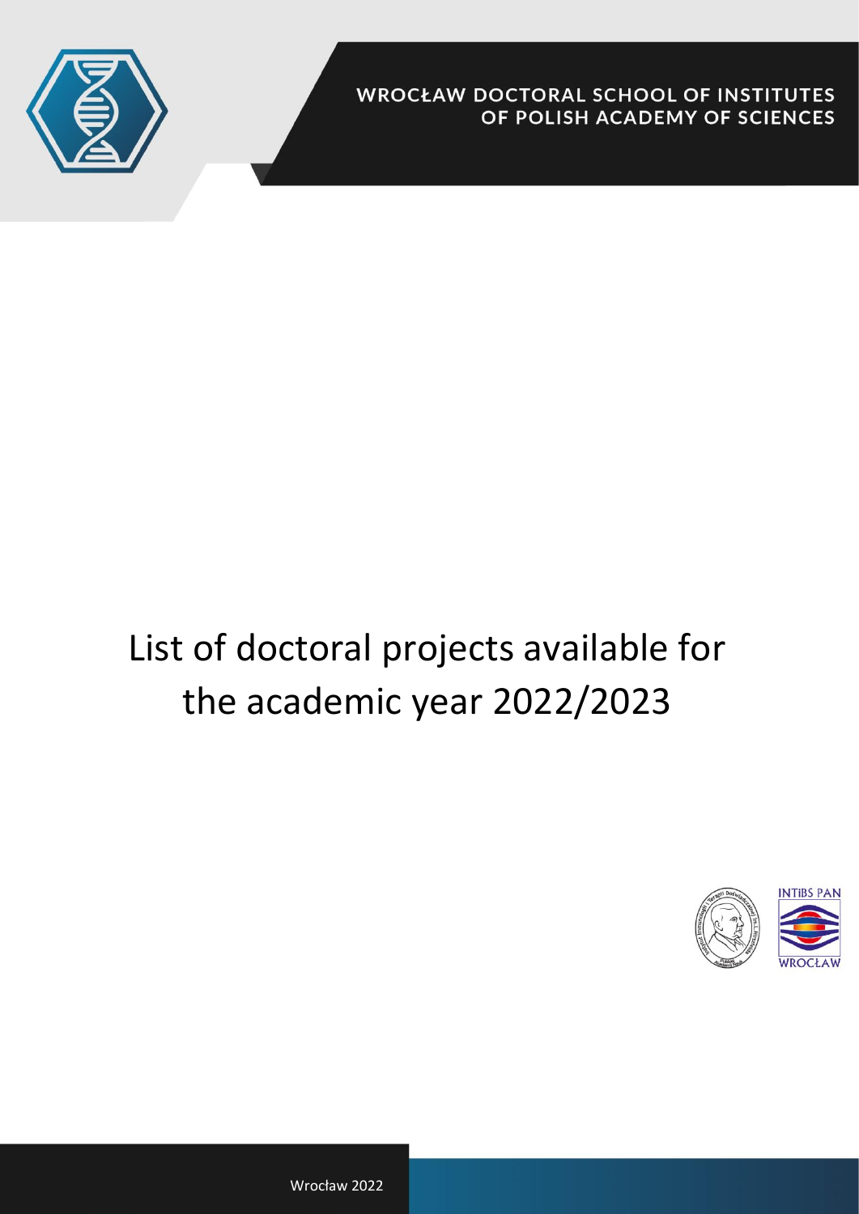WROCŁAW DOCTORAL SCHOOL OF INSTITUTES OF POLISH ACADEMY OF SCIENCES

# List of doctoral projects available for the academic year 2022/2023

INTiBS PAN WROCŁAW

Wrocław 2022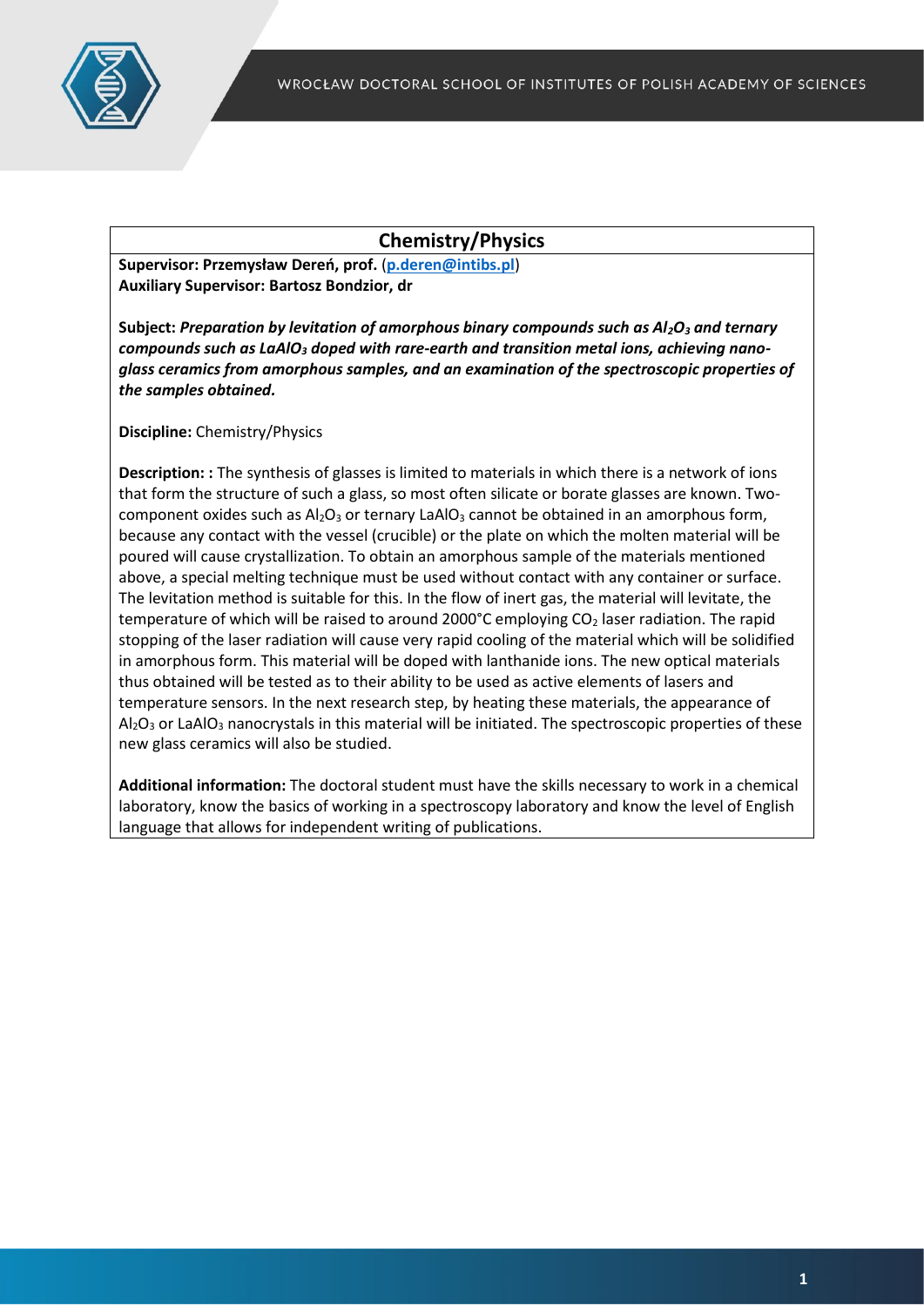## Chemistry/Physics

**Supervisor: Przemysław Dereń, prof.** (**p.deren@intibs.pl**)
**Auxiliary Supervisor: Bartosz Bondzior, dr**

**Subject:** ***Preparation by levitation of amorphous binary compounds such as $Al_2O_3$ and ternary compounds such as $LaAlO_3$ doped with rare-earth and transition metal ions, achieving nano-glass ceramics from amorphous samples, and an examination of the spectroscopic properties of the samples obtained.***

**Discipline:** Chemistry/Physics

**Description: :** The synthesis of glasses is limited to materials in which there is a network of ions that form the structure of such a glass, so most often silicate or borate glasses are known. Two-component oxides such as $Al_2O_3$ or ternary $LaAlO_3$ cannot be obtained in an amorphous form, because any contact with the vessel (crucible) or the plate on which the molten material will be poured will cause crystallization. To obtain an amorphous sample of the materials mentioned above, a special melting technique must be used without contact with any container or surface. The levitation method is suitable for this. In the flow of inert gas, the material will levitate, the temperature of which will be raised to around 2000°C employing $CO_2$ laser radiation. The rapid stopping of the laser radiation will cause very rapid cooling of the material which will be solidified in amorphous form. This material will be doped with lanthanide ions. The new optical materials thus obtained will be tested as to their ability to be used as active elements of lasers and temperature sensors. In the next research step, by heating these materials, the appearance of $Al_2O_3$ or $LaAlO_3$ nanocrystals in this material will be initiated. The spectroscopic properties of these new glass ceramics will also be studied.

**Additional information:** The doctoral student must have the skills necessary to work in a chemical laboratory, know the basics of working in a spectroscopy laboratory and know the level of English language that allows for independent writing of publications.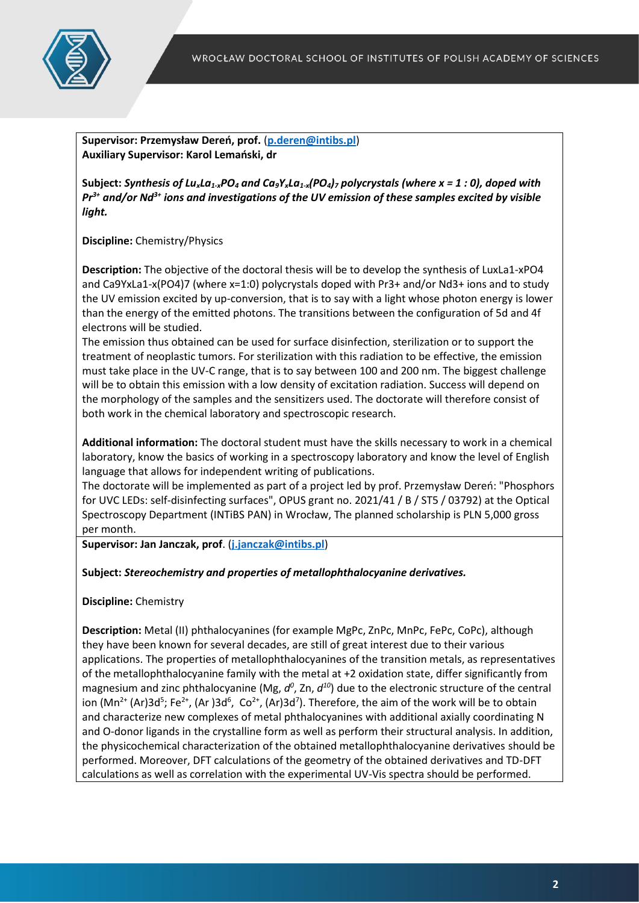**Supervisor: Przemysław Dereń, prof.** (p.deren@intibs.pl)
**Auxiliary Supervisor: Karol Lemański, dr**

**Subject:** ***Synthesis of $Lu_xLa_{1-x}PO_4$ and $Ca_9Y_xLa_{1-x}(PO_4)_7$ polycrystals (where x = 1 : 0), doped with $Pr^{3+}$ and/or $Nd^{3+}$ ions and investigations of the UV emission of these samples excited by visible light.***

**Discipline:** Chemistry/Physics

**Description:** The objective of the doctoral thesis will be to develop the synthesis of LuxLa1-xPO4 and Ca9YxLa1-x(PO4)7 (where x=1:0) polycrystals doped with Pr3+ and/or Nd3+ ions and to study the UV emission excited by up-conversion, that is to say with a light whose photon energy is lower than the energy of the emitted photons. The transitions between the configuration of 5d and 4f electrons will be studied.
The emission thus obtained can be used for surface disinfection, sterilization or to support the treatment of neoplastic tumors. For sterilization with this radiation to be effective, the emission must take place in the UV-C range, that is to say between 100 and 200 nm. The biggest challenge will be to obtain this emission with a low density of excitation radiation. Success will depend on the morphology of the samples and the sensitizers used. The doctorate will therefore consist of both work in the chemical laboratory and spectroscopic research.

**Additional information:** The doctoral student must have the skills necessary to work in a chemical laboratory, know the basics of working in a spectroscopy laboratory and know the level of English language that allows for independent writing of publications.
The doctorate will be implemented as part of a project led by prof. Przemysław Dereń: "Phosphors for UVC LEDs: self-disinfecting surfaces", OPUS grant no. 2021/41 / B / ST5 / 03792) at the Optical Spectroscopy Department (INTiBS PAN) in Wrocław, The planned scholarship is PLN 5,000 gross per month.

**Supervisor: Jan Janczak, prof**. (j.janczak@intibs.pl)

**Subject:** ***Stereochemistry and properties of metallophthalocyanine derivatives.***

**Discipline:** Chemistry

**Description:** Metal (II) phthalocyanines (for example MgPc, ZnPc, MnPc, FePc, CoPc), although they have been known for several decades, are still of great interest due to their various applications. The properties of metallophthalocyanines of the transition metals, as representatives of the metallophthalocyanine family with the metal at +2 oxidation state, differ significantly from magnesium and zinc phthalocyanine (Mg, $d^0$, Zn, $d^{10}$) due to the electronic structure of the central ion ($Mn^{2+}$ (Ar)$3d^5$; $Fe^{2+}$, (Ar )$3d^6$, $Co^{2+}$, (Ar)$3d^7$). Therefore, the aim of the work will be to obtain and characterize new complexes of metal phthalocyanines with additional axially coordinating N and O-donor ligands in the crystalline form as well as perform their structural analysis. In addition, the physicochemical characterization of the obtained metallophthalocyanine derivatives should be performed. Moreover, DFT calculations of the geometry of the obtained derivatives and TD-DFT calculations as well as correlation with the experimental UV-Vis spectra should be performed.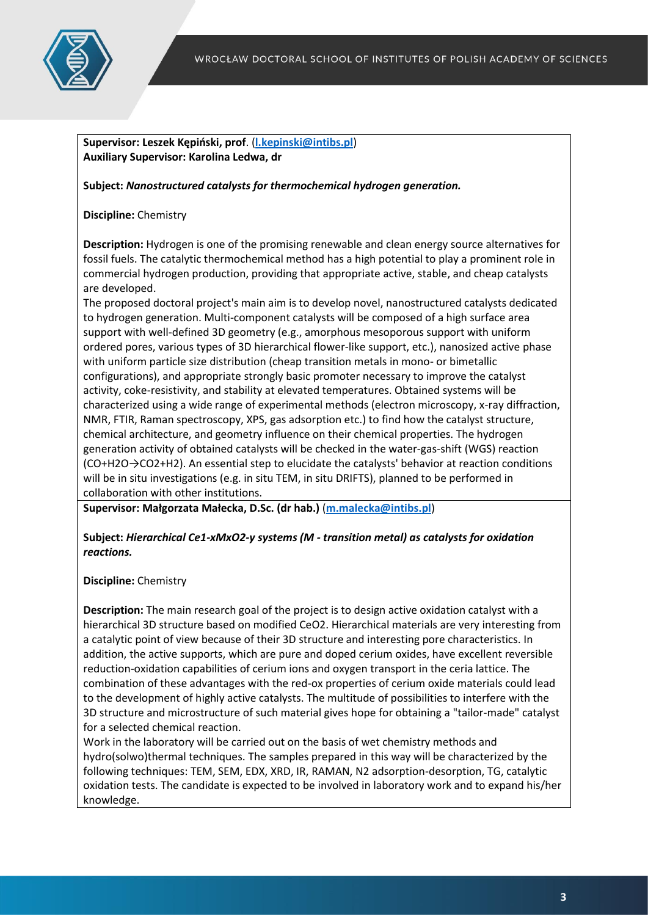**Supervisor: Leszek Kępiński, prof**. (**l.kepinski@intibs.pl**)
**Auxiliary Supervisor: Karolina Ledwa, dr**

**Subject:** ***Nanostructured catalysts for thermochemical hydrogen generation.***

**Discipline:** Chemistry

**Description:** Hydrogen is one of the promising renewable and clean energy source alternatives for fossil fuels. The catalytic thermochemical method has a high potential to play a prominent role in commercial hydrogen production, providing that appropriate active, stable, and cheap catalysts are developed.
The proposed doctoral project's main aim is to develop novel, nanostructured catalysts dedicated to hydrogen generation. Multi-component catalysts will be composed of a high surface area support with well-defined 3D geometry (e.g., amorphous mesoporous support with uniform ordered pores, various types of 3D hierarchical flower-like support, etc.), nanosized active phase with uniform particle size distribution (cheap transition metals in mono- or bimetallic configurations), and appropriate strongly basic promoter necessary to improve the catalyst activity, coke-resistivity, and stability at elevated temperatures. Obtained systems will be characterized using a wide range of experimental methods (electron microscopy, x-ray diffraction, NMR, FTIR, Raman spectroscopy, XPS, gas adsorption etc.) to find how the catalyst structure, chemical architecture, and geometry influence on their chemical properties. The hydrogen generation activity of obtained catalysts will be checked in the water-gas-shift (WGS) reaction ($CO+H_2O \rightarrow CO_2+H_2$). An essential step to elucidate the catalysts' behavior at reaction conditions will be in situ investigations (e.g. in situ TEM, in situ DRIFTS), planned to be performed in collaboration with other institutions.

**Supervisor: Małgorzata Małecka, D.Sc. (dr hab.)** (**m.malecka@intibs.pl**)

**Subject:** ***Hierarchical $Ce_{1-x}M_xO_{2-y}$ systems (M - transition metal) as catalysts for oxidation reactions.***

**Discipline:** Chemistry

**Description:** The main research goal of the project is to design active oxidation catalyst with a hierarchical 3D structure based on modified $CeO_2$. Hierarchical materials are very interesting from a catalytic point of view because of their 3D structure and interesting pore characteristics. In addition, the active supports, which are pure and doped cerium oxides, have excellent reversible reduction-oxidation capabilities of cerium ions and oxygen transport in the ceria lattice. The combination of these advantages with the red-ox properties of cerium oxide materials could lead to the development of highly active catalysts. The multitude of possibilities to interfere with the 3D structure and microstructure of such material gives hope for obtaining a "tailor-made" catalyst for a selected chemical reaction.
Work in the laboratory will be carried out on the basis of wet chemistry methods and hydro(solwo)thermal techniques. The samples prepared in this way will be characterized by the following techniques: TEM, SEM, EDX, XRD, IR, RAMAN, $N_2$ adsorption-desorption, TG, catalytic oxidation tests. The candidate is expected to be involved in laboratory work and to expand his/her knowledge.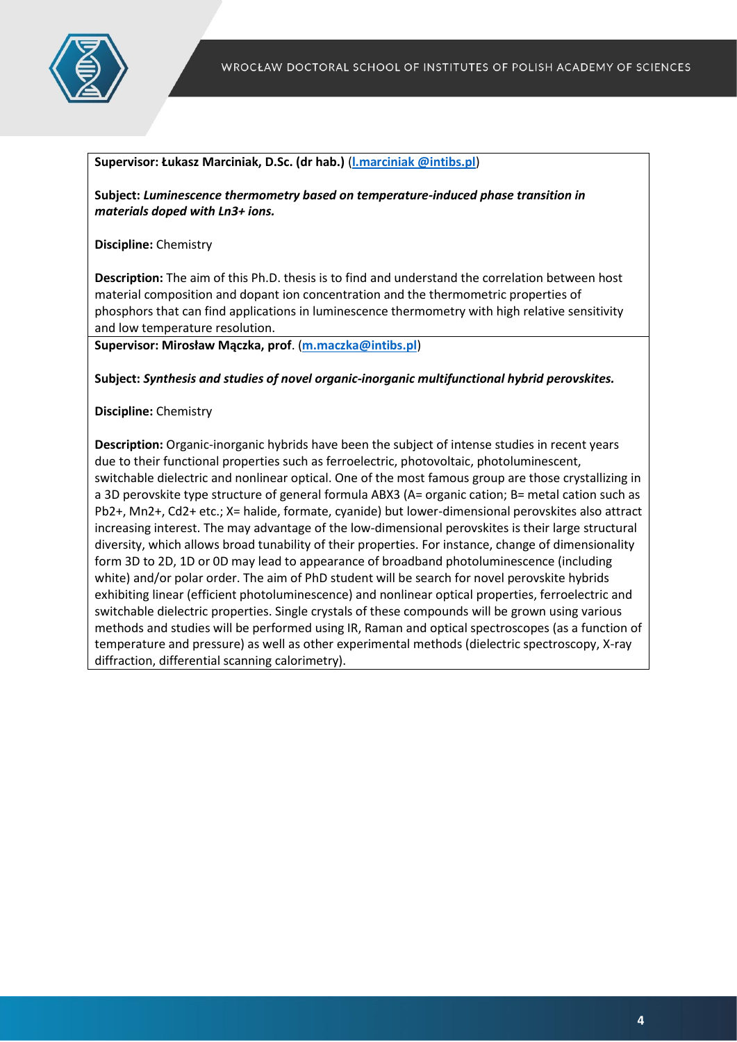**Supervisor: Łukasz Marciniak, D.Sc. (dr hab.)** (l.marciniak @intibs.pl)

**Subject:** ***Luminescence thermometry based on temperature-induced phase transition in materials doped with Ln3+ ions.***

**Discipline:** Chemistry

**Description:** The aim of this Ph.D. thesis is to find and understand the correlation between host material composition and dopant ion concentration and the thermometric properties of phosphors that can find applications in luminescence thermometry with high relative sensitivity and low temperature resolution.

**Supervisor: Mirosław Mączka, prof**. (m.maczka@intibs.pl)

**Subject:** ***Synthesis and studies of novel organic-inorganic multifunctional hybrid perovskites.***

**Discipline:** Chemistry

**Description:** Organic-inorganic hybrids have been the subject of intense studies in recent years due to their functional properties such as ferroelectric, photovoltaic, photoluminescent, switchable dielectric and nonlinear optical. One of the most famous group are those crystallizing in a 3D perovskite type structure of general formula ABX3 (A= organic cation; B= metal cation such as Pb2+, Mn2+, Cd2+ etc.; X= halide, formate, cyanide) but lower-dimensional perovskites also attract increasing interest. The may advantage of the low-dimensional perovskites is their large structural diversity, which allows broad tunability of their properties. For instance, change of dimensionality form 3D to 2D, 1D or 0D may lead to appearance of broadband photoluminescence (including white) and/or polar order. The aim of PhD student will be search for novel perovskite hybrids exhibiting linear (efficient photoluminescence) and nonlinear optical properties, ferroelectric and switchable dielectric properties. Single crystals of these compounds will be grown using various methods and studies will be performed using IR, Raman and optical spectroscopes (as a function of temperature and pressure) as well as other experimental methods (dielectric spectroscopy, X-ray diffraction, differential scanning calorimetry).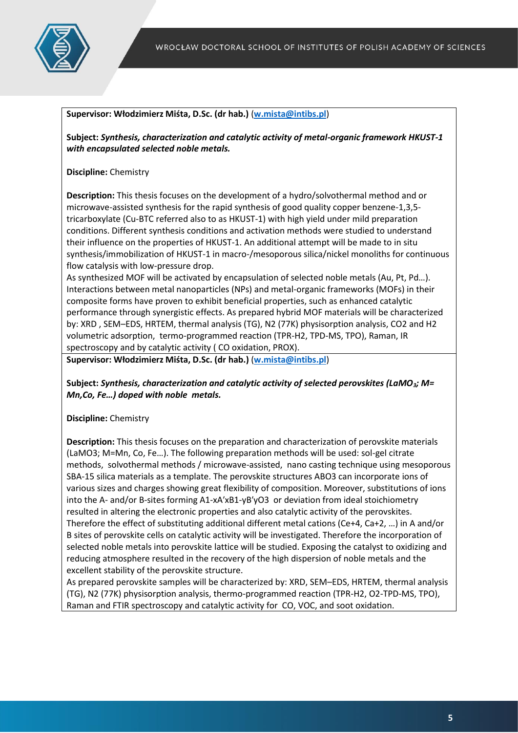**Supervisor: Włodzimierz Miśta, D.Sc. (dr hab.)** (**w.mista@intibs.pl**)

**Subject:** ***Synthesis, characterization and catalytic activity of metal-organic framework HKUST-1 with encapsulated selected noble metals.***

**Discipline:** Chemistry

**Description:** This thesis focuses on the development of a hydro/solvothermal method and or microwave-assisted synthesis for the rapid synthesis of good quality copper benzene-1,3,5-tricarboxylate (Cu-BTC referred also to as HKUST-1) with high yield under mild preparation conditions. Different synthesis conditions and activation methods were studied to understand their influence on the properties of HKUST-1. An additional attempt will be made to in situ synthesis/immobilization of HKUST-1 in macro-/mesoporous silica/nickel monoliths for continuous flow catalysis with low-pressure drop.
As synthesized MOF will be activated by encapsulation of selected noble metals (Au, Pt, Pd…). Interactions between metal nanoparticles (NPs) and metal-organic frameworks (MOFs) in their composite forms have proven to exhibit beneficial properties, such as enhanced catalytic performance through synergistic effects. As prepared hybrid MOF materials will be characterized by: XRD , SEM–EDS, HRTEM, thermal analysis (TG), $N_2$ (77K) physisorption analysis, $CO_2$ and $H_2$ volumetric adsorption, termo-programmed reaction (TPR-$H_2$, TPD-MS, TPO), Raman, IR spectroscopy and by catalytic activity ( CO oxidation, PROX).

**Supervisor: Włodzimierz Miśta, D.Sc. (dr hab.)** (**w.mista@intibs.pl**)

**Subject:** ***Synthesis, characterization and catalytic activity of selected perovskites ($LaMO_3$; M= Mn,Co, Fe…) doped with noble metals.***

**Discipline:** Chemistry

**Description:** This thesis focuses on the preparation and characterization of perovskite materials ($LaMO_3$; M=Mn, Co, Fe…). The following preparation methods will be used: sol-gel citrate methods, solvothermal methods / microwave-assisted, nano casting technique using mesoporous SBA-15 silica materials as a template. The perovskite structures $ABO_3$ can incorporate ions of various sizes and charges showing great flexibility of composition. Moreover, substitutions of ions into the A- and/or B-sites forming $A_{1-x}A'_xB_{1-y}B'_yO_3$ or deviation from ideal stoichiometry resulted in altering the electronic properties and also catalytic activity of the perovskites. Therefore the effect of substituting additional different metal cations ($Ce^{+4}$, $Ca^{+2}$, …) in A and/or B sites of perovskite cells on catalytic activity will be investigated. Therefore the incorporation of selected noble metals into perovskite lattice will be studied. Exposing the catalyst to oxidizing and reducing atmosphere resulted in the recovery of the high dispersion of noble metals and the excellent stability of the perovskite structure.
As prepared perovskite samples will be characterized by: XRD, SEM–EDS, HRTEM, thermal analysis (TG), $N_2$ (77K) physisorption analysis, thermo-programmed reaction (TPR-$H_2$, $O_2$-TPD-MS, TPO), Raman and FTIR spectroscopy and catalytic activity for CO, VOC, and soot oxidation.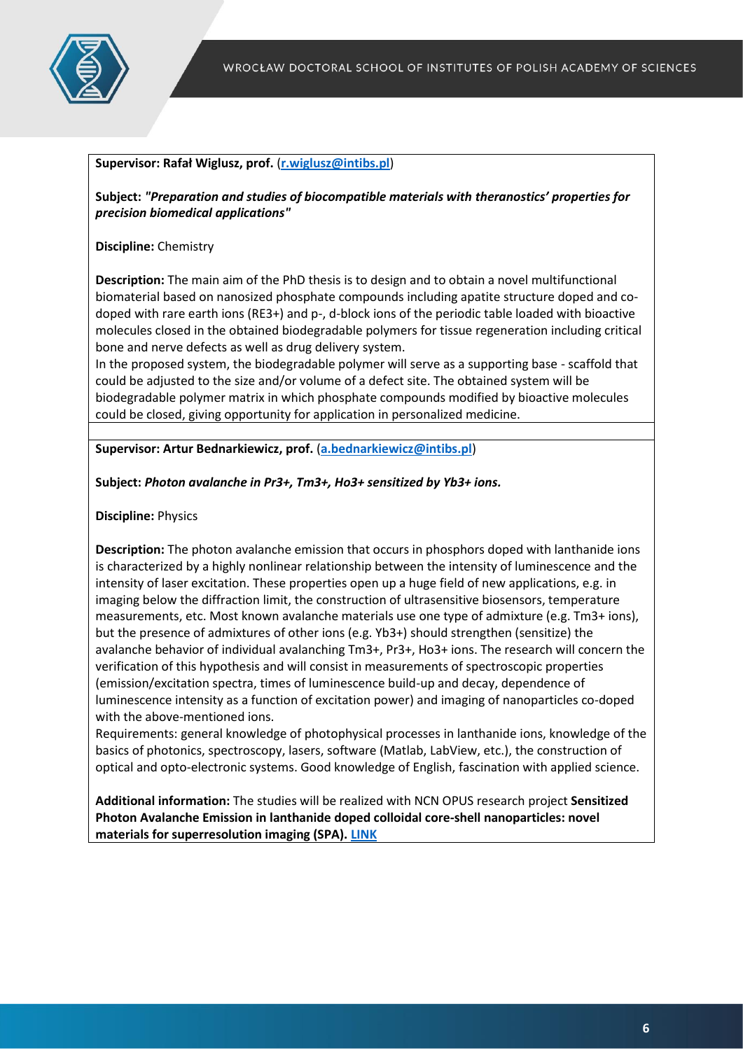**Supervisor: Rafał Wiglusz, prof.** (r.wiglusz@intibs.pl)

**Subject:** ***"Preparation and studies of biocompatible materials with theranostics' properties for precision biomedical applications"***

**Discipline:** Chemistry

**Description:** The main aim of the PhD thesis is to design and to obtain a novel multifunctional biomaterial based on nanosized phosphate compounds including apatite structure doped and co-doped with rare earth ions ($RE^{3+}$) and p-, d-block ions of the periodic table loaded with bioactive molecules closed in the obtained biodegradable polymers for tissue regeneration including critical bone and nerve defects as well as drug delivery system.

In the proposed system, the biodegradable polymer will serve as a supporting base - scaffold that could be adjusted to the size and/or volume of a defect site. The obtained system will be biodegradable polymer matrix in which phosphate compounds modified by bioactive molecules could be closed, giving opportunity for application in personalized medicine.

---

**Supervisor: Artur Bednarkiewicz, prof.** (a.bednarkiewicz@intibs.pl)

**Subject:** ***Photon avalanche in $Pr^{3+}$, $Tm^{3+}$, $Ho^{3+}$ sensitized by $Yb^{3+}$ ions.***

**Discipline:** Physics

**Description:** The photon avalanche emission that occurs in phosphors doped with lanthanide ions is characterized by a highly nonlinear relationship between the intensity of luminescence and the intensity of laser excitation. These properties open up a huge field of new applications, e.g. in imaging below the diffraction limit, the construction of ultrasensitive biosensors, temperature measurements, etc. Most known avalanche materials use one type of admixture (e.g. $Tm^{3+}$ ions), but the presence of admixtures of other ions (e.g. $Yb^{3+}$) should strengthen (sensitize) the avalanche behavior of individual avalanching $Tm^{3+}$, $Pr^{3+}$, $Ho^{3+}$ ions. The research will concern the verification of this hypothesis and will consist in measurements of spectroscopic properties (emission/excitation spectra, times of luminescence build-up and decay, dependence of luminescence intensity as a function of excitation power) and imaging of nanoparticles co-doped with the above-mentioned ions.

Requirements: general knowledge of photophysical processes in lanthanide ions, knowledge of the basics of photonics, spectroscopy, lasers, software (Matlab, LabView, etc.), the construction of optical and opto-electronic systems. Good knowledge of English, fascination with applied science.

**Additional information:** The studies will be realized with NCN OPUS research project **Sensitized Photon Avalanche Emission in lanthanide doped colloidal core-shell nanoparticles: novel materials for superresolution imaging (SPA).** LINK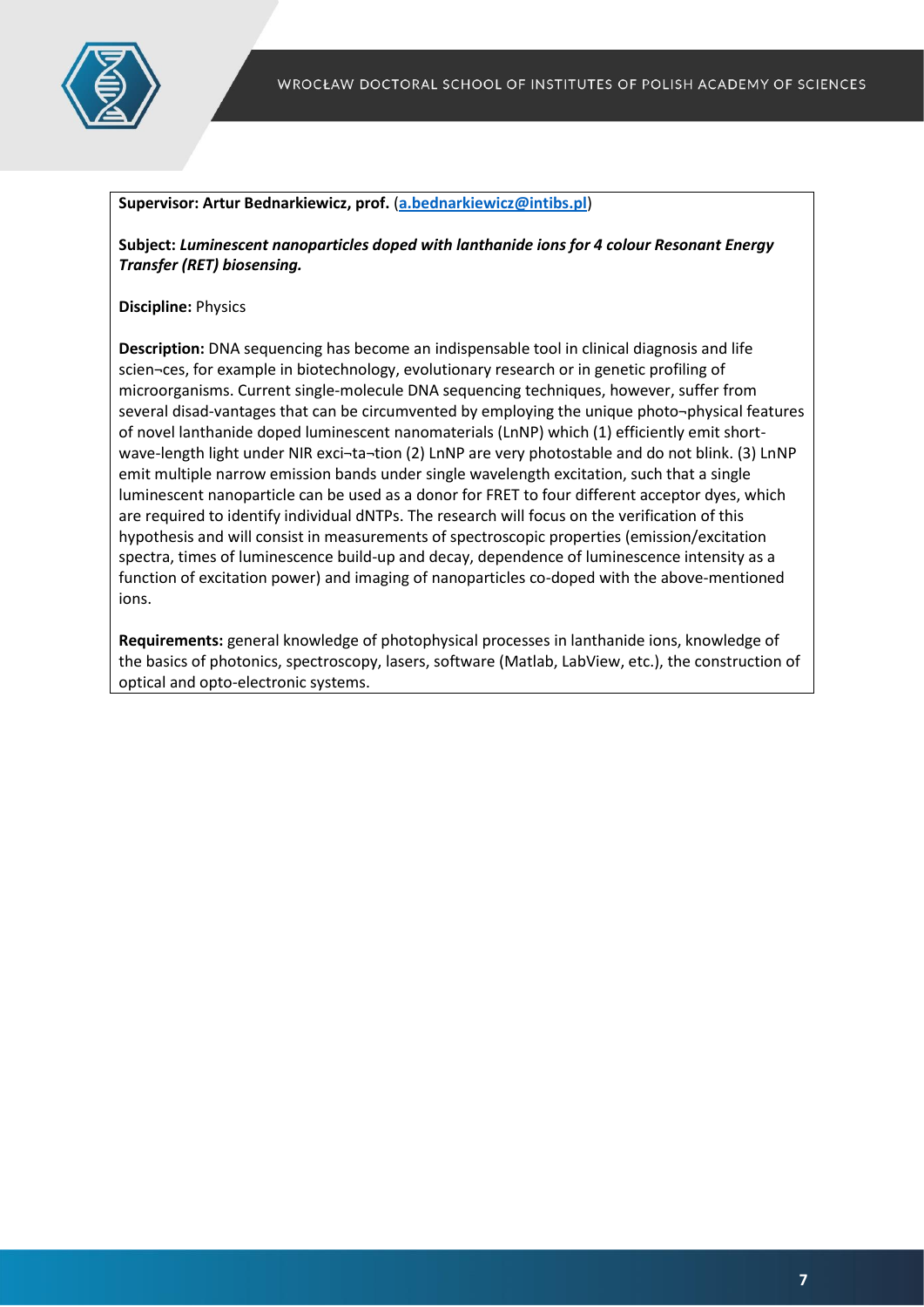**Supervisor: Artur Bednarkiewicz, prof.** ([a.bednarkiewicz@intibs.pl](mailto:a.bednarkiewicz@intibs.pl))

**Subject:** ***Luminescent nanoparticles doped with lanthanide ions for 4 colour Resonant Energy Transfer (RET) biosensing.***

**Discipline:** Physics

**Description:** DNA sequencing has become an indispensable tool in clinical diagnosis and life scien¬ces, for example in biotechnology, evolutionary research or in genetic profiling of microorganisms. Current single-molecule DNA sequencing techniques, however, suffer from several disad-vantages that can be circumvented by employing the unique photo¬physical features of novel lanthanide doped luminescent nanomaterials (LnNP) which (1) efficiently emit short-wave-length light under NIR exci¬ta¬tion (2) LnNP are very photostable and do not blink. (3) LnNP emit multiple narrow emission bands under single wavelength excitation, such that a single luminescent nanoparticle can be used as a donor for FRET to four different acceptor dyes, which are required to identify individual dNTPs. The research will focus on the verification of this hypothesis and will consist in measurements of spectroscopic properties (emission/excitation spectra, times of luminescence build-up and decay, dependence of luminescence intensity as a function of excitation power) and imaging of nanoparticles co-doped with the above-mentioned ions.

**Requirements:** general knowledge of photophysical processes in lanthanide ions, knowledge of the basics of photonics, spectroscopy, lasers, software (Matlab, LabView, etc.), the construction of optical and opto-electronic systems.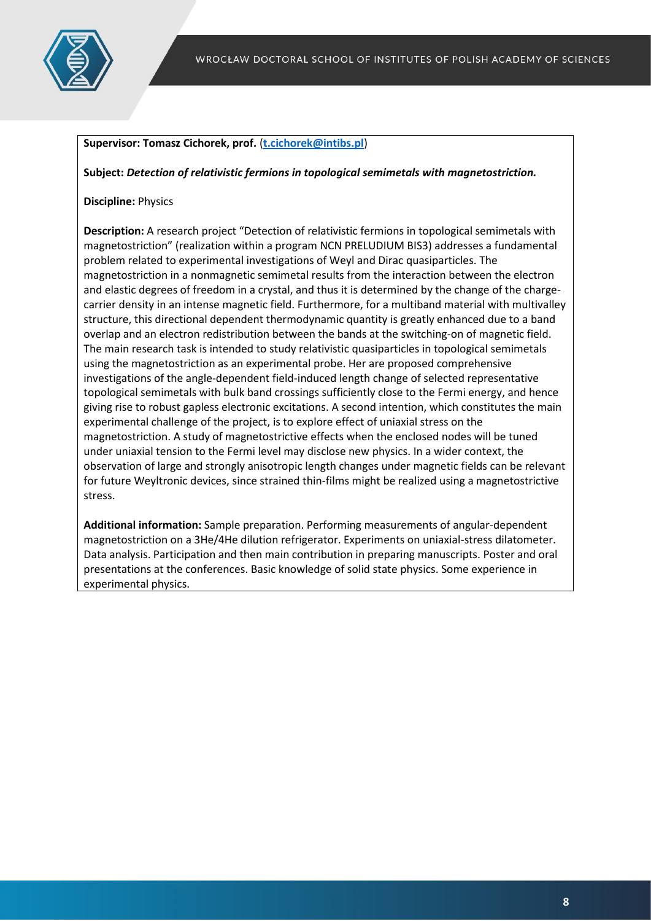**Supervisor: Tomasz Cichorek, prof.** (**t.cichorek@intibs.pl**)

**Subject:** ***Detection of relativistic fermions in topological semimetals with magnetostriction.***

**Discipline:** Physics

**Description:** A research project "Detection of relativistic fermions in topological semimetals with magnetostriction" (realization within a program NCN PRELUDIUM BIS3) addresses a fundamental problem related to experimental investigations of Weyl and Dirac quasiparticles. The magnetostriction in a nonmagnetic semimetal results from the interaction between the electron and elastic degrees of freedom in a crystal, and thus it is determined by the change of the charge-carrier density in an intense magnetic field. Furthermore, for a multiband material with multivalley structure, this directional dependent thermodynamic quantity is greatly enhanced due to a band overlap and an electron redistribution between the bands at the switching-on of magnetic field. The main research task is intended to study relativistic quasiparticles in topological semimetals using the magnetostriction as an experimental probe. Her are proposed comprehensive investigations of the angle-dependent field-induced length change of selected representative topological semimetals with bulk band crossings sufficiently close to the Fermi energy, and hence giving rise to robust gapless electronic excitations. A second intention, which constitutes the main experimental challenge of the project, is to explore effect of uniaxial stress on the magnetostriction. A study of magnetostrictive effects when the enclosed nodes will be tuned under uniaxial tension to the Fermi level may disclose new physics. In a wider context, the observation of large and strongly anisotropic length changes under magnetic fields can be relevant for future Weyltronic devices, since strained thin-films might be realized using a magnetostrictive stress.

**Additional information:** Sample preparation. Performing measurements of angular-dependent magnetostriction on a 3He/4He dilution refrigerator. Experiments on uniaxial-stress dilatometer. Data analysis. Participation and then main contribution in preparing manuscripts. Poster and oral presentations at the conferences. Basic knowledge of solid state physics. Some experience in experimental physics.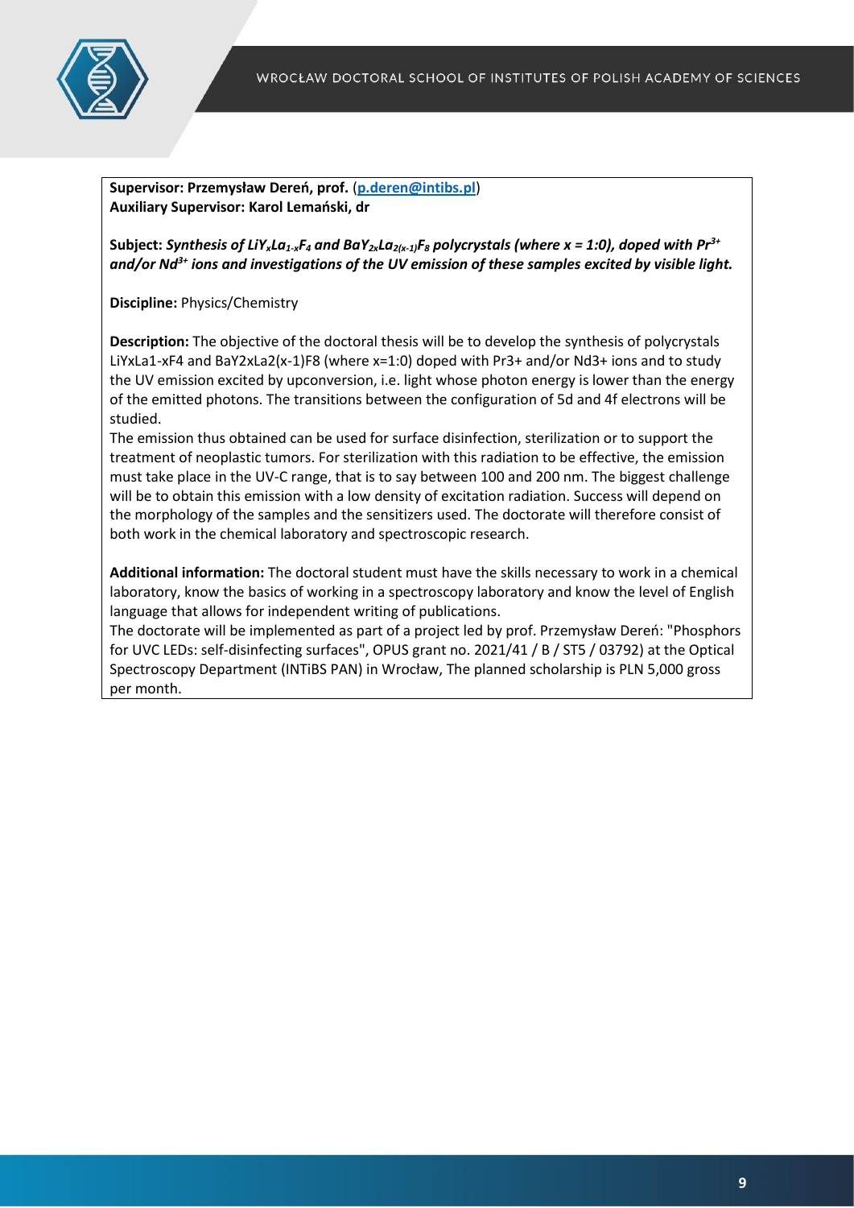**Supervisor: Przemysław Dereń, prof.** (p.deren@intibs.pl)
**Auxiliary Supervisor: Karol Lemański, dr**

**Subject:** ***Synthesis of $LiY_xLa_{1-x}F_4$ and $BaY_{2x}La_{2(x-1)}F_8$ polycrystals (where x = 1:0), doped with $Pr^{3+}$ and/or $Nd^{3+}$ ions and investigations of the UV emission of these samples excited by visible light.***

**Discipline:** Physics/Chemistry

**Description:** The objective of the doctoral thesis will be to develop the synthesis of polycrystals LiYxLa1-xF4 and BaY2xLa2(x-1)F8 (where x=1:0) doped with Pr3+ and/or Nd3+ ions and to study the UV emission excited by upconversion, i.e. light whose photon energy is lower than the energy of the emitted photons. The transitions between the configuration of 5d and 4f electrons will be studied.
The emission thus obtained can be used for surface disinfection, sterilization or to support the treatment of neoplastic tumors. For sterilization with this radiation to be effective, the emission must take place in the UV-C range, that is to say between 100 and 200 nm. The biggest challenge will be to obtain this emission with a low density of excitation radiation. Success will depend on the morphology of the samples and the sensitizers used. The doctorate will therefore consist of both work in the chemical laboratory and spectroscopic research.

**Additional information:** The doctoral student must have the skills necessary to work in a chemical laboratory, know the basics of working in a spectroscopy laboratory and know the level of English language that allows for independent writing of publications.
The doctorate will be implemented as part of a project led by prof. Przemysław Dereń: "Phosphors for UVC LEDs: self-disinfecting surfaces", OPUS grant no. 2021/41 / B / ST5 / 03792) at the Optical Spectroscopy Department (INTiBS PAN) in Wrocław, The planned scholarship is PLN 5,000 gross per month.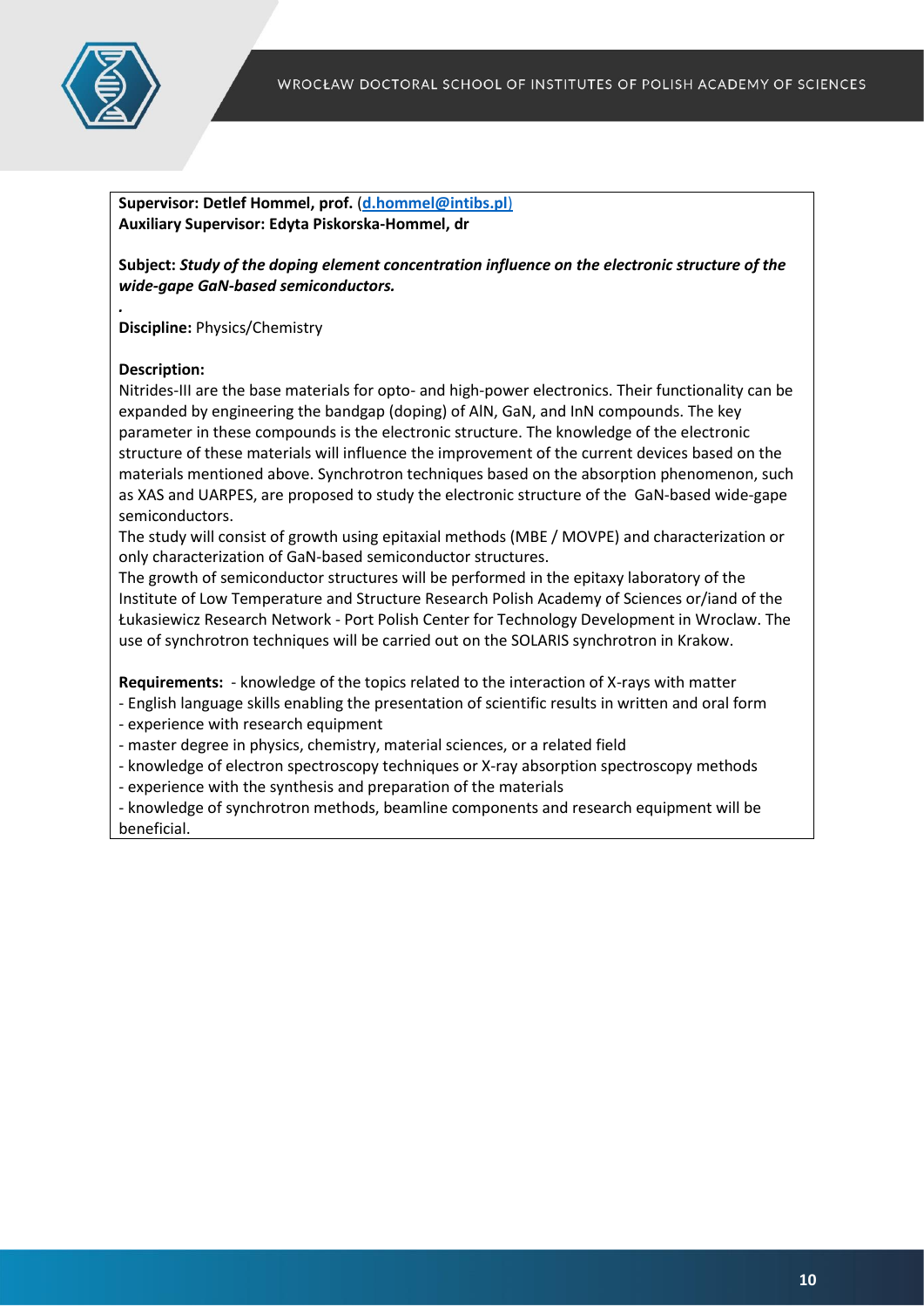**Supervisor: Detlef Hommel, prof.** ([d.hommel@intibs.pl](mailto:d.hommel@intibs.pl))
**Auxiliary Supervisor: Edyta Piskorska-Hommel, dr**

**Subject:** ***Study of the doping element concentration influence on the electronic structure of the wide-gape GaN-based semiconductors.***

*.*

**Discipline:** Physics/Chemistry

**Description:**
Nitrides-III are the base materials for opto- and high-power electronics. Their functionality can be expanded by engineering the bandgap (doping) of AlN, GaN, and InN compounds. The key parameter in these compounds is the electronic structure. The knowledge of the electronic structure of these materials will influence the improvement of the current devices based on the materials mentioned above. Synchrotron techniques based on the absorption phenomenon, such as XAS and UARPES, are proposed to study the electronic structure of the GaN-based wide-gape semiconductors.
The study will consist of growth using epitaxial methods (MBE / MOVPE) and characterization or only characterization of GaN-based semiconductor structures.
The growth of semiconductor structures will be performed in the epitaxy laboratory of the Institute of Low Temperature and Structure Research Polish Academy of Sciences or/iand of the Łukasiewicz Research Network - Port Polish Center for Technology Development in Wroclaw. The use of synchrotron techniques will be carried out on the SOLARIS synchrotron in Krakow.

**Requirements:** - knowledge of the topics related to the interaction of X-rays with matter
- English language skills enabling the presentation of scientific results in written and oral form
- experience with research equipment
- master degree in physics, chemistry, material sciences, or a related field
- knowledge of electron spectroscopy techniques or X-ray absorption spectroscopy methods
- experience with the synthesis and preparation of the materials
- knowledge of synchrotron methods, beamline components and research equipment will be beneficial.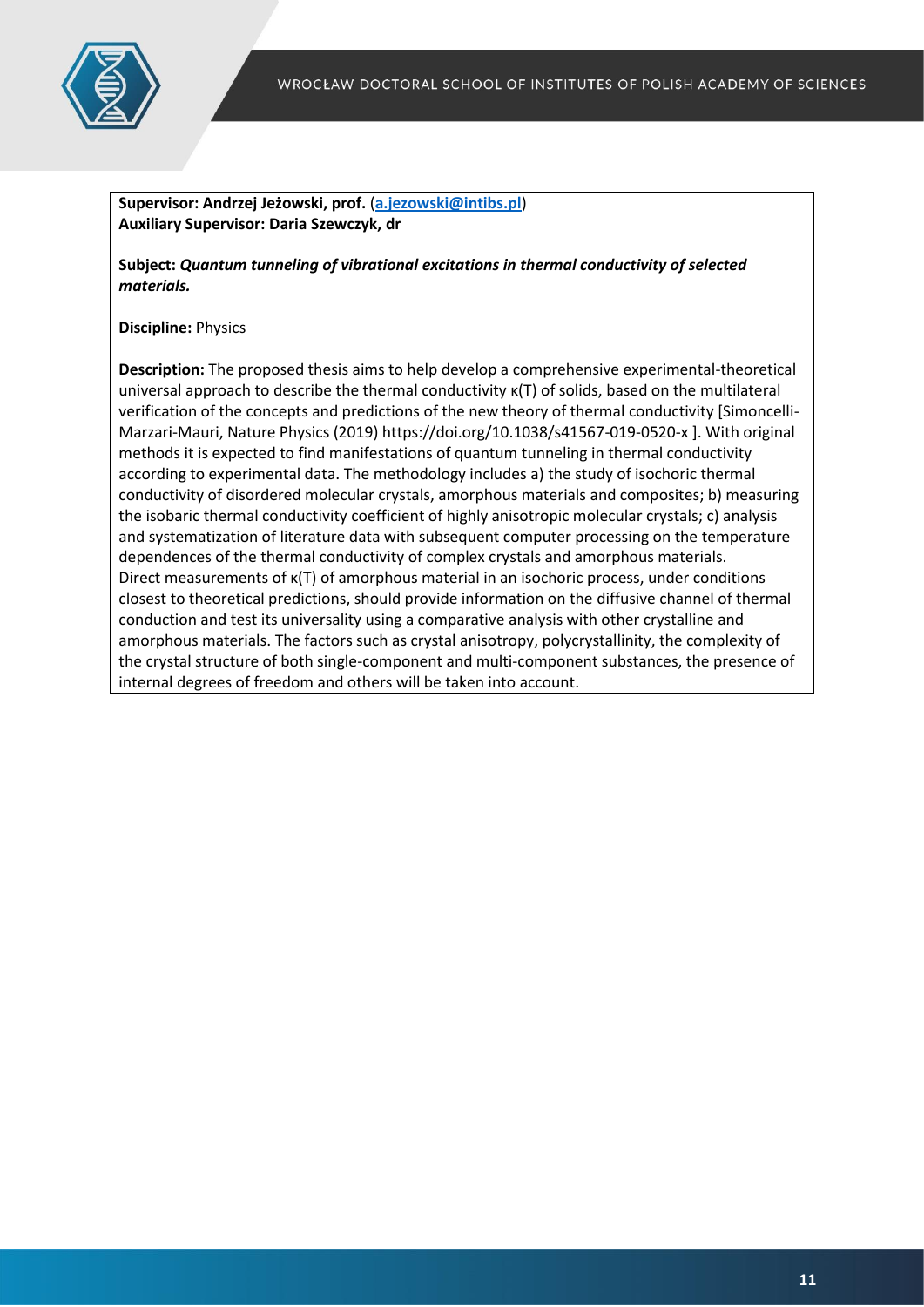**Supervisor: Andrzej Jeżowski, prof.** ([a.jezowski@intibs.pl](mailto:a.jezowski@intibs.pl))
**Auxiliary Supervisor: Daria Szewczyk, dr**

**Subject:** ***Quantum tunneling of vibrational excitations in thermal conductivity of selected materials.***

**Discipline:** Physics

**Description:** The proposed thesis aims to help develop a comprehensive experimental-theoretical universal approach to describe the thermal conductivity $\kappa(T)$ of solids, based on the multilateral verification of the concepts and predictions of the new theory of thermal conductivity [Simoncelli-Marzari-Mauri, Nature Physics (2019) https://doi.org/10.1038/s41567-019-0520-x ]. With original methods it is expected to find manifestations of quantum tunneling in thermal conductivity according to experimental data. The methodology includes a) the study of isochoric thermal conductivity of disordered molecular crystals, amorphous materials and composites; b) measuring the isobaric thermal conductivity coefficient of highly anisotropic molecular crystals; c) analysis and systematization of literature data with subsequent computer processing on the temperature dependences of the thermal conductivity of complex crystals and amorphous materials.
Direct measurements of $\kappa(T)$ of amorphous material in an isochoric process, under conditions closest to theoretical predictions, should provide information on the diffusive channel of thermal conduction and test its universality using a comparative analysis with other crystalline and amorphous materials. The factors such as crystal anisotropy, polycrystallinity, the complexity of the crystal structure of both single-component and multi-component substances, the presence of internal degrees of freedom and others will be taken into account.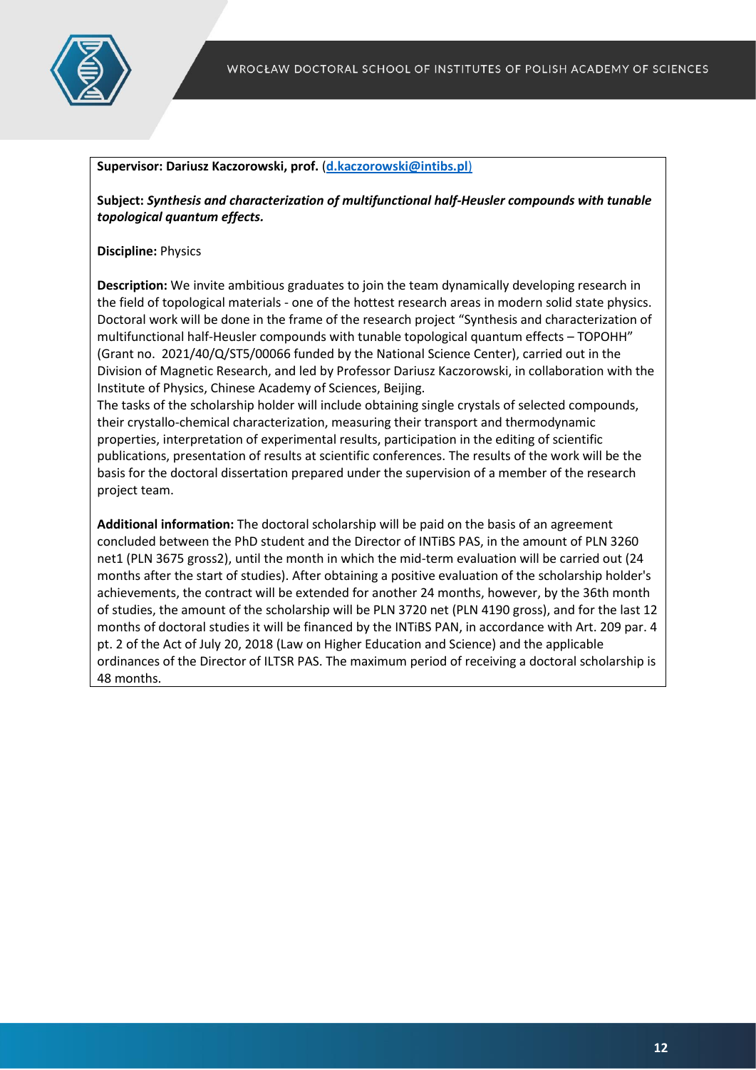**Supervisor: Dariusz Kaczorowski, prof.** (**d.kaczorowski@intibs.pl**)

**Subject:** ***Synthesis and characterization of multifunctional half-Heusler compounds with tunable topological quantum effects.***

**Discipline:** Physics

**Description:** We invite ambitious graduates to join the team dynamically developing research in the field of topological materials - one of the hottest research areas in modern solid state physics. Doctoral work will be done in the frame of the research project "Synthesis and characterization of multifunctional half-Heusler compounds with tunable topological quantum effects – TOPOHH" (Grant no. 2021/40/Q/ST5/00066 funded by the National Science Center), carried out in the Division of Magnetic Research, and led by Professor Dariusz Kaczorowski, in collaboration with the Institute of Physics, Chinese Academy of Sciences, Beijing.
The tasks of the scholarship holder will include obtaining single crystals of selected compounds, their crystallo-chemical characterization, measuring their transport and thermodynamic properties, interpretation of experimental results, participation in the editing of scientific publications, presentation of results at scientific conferences. The results of the work will be the basis for the doctoral dissertation prepared under the supervision of a member of the research project team.

**Additional information:** The doctoral scholarship will be paid on the basis of an agreement concluded between the PhD student and the Director of INTiBS PAS, in the amount of PLN 3260 net1 (PLN 3675 gross2), until the month in which the mid-term evaluation will be carried out (24 months after the start of studies). After obtaining a positive evaluation of the scholarship holder's achievements, the contract will be extended for another 24 months, however, by the 36th month of studies, the amount of the scholarship will be PLN 3720 net (PLN 4190 gross), and for the last 12 months of doctoral studies it will be financed by the INTiBS PAN, in accordance with Art. 209 par. 4 pt. 2 of the Act of July 20, 2018 (Law on Higher Education and Science) and the applicable ordinances of the Director of ILTSR PAS. The maximum period of receiving a doctoral scholarship is 48 months.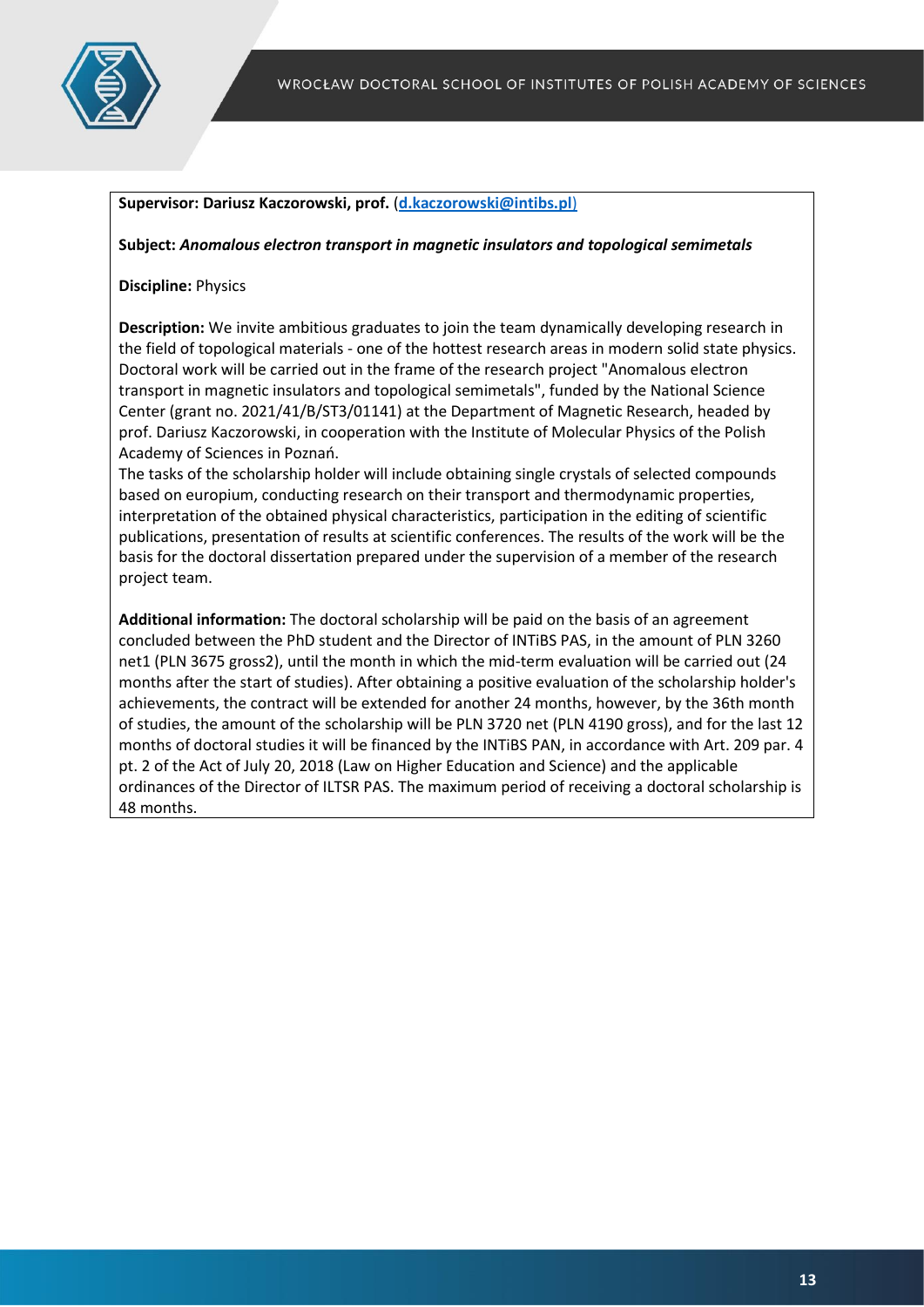**Supervisor: Dariusz Kaczorowski, prof.** (**d.kaczorowski@intibs.pl**)

**Subject:** ***Anomalous electron transport in magnetic insulators and topological semimetals***

**Discipline:** Physics

**Description:** We invite ambitious graduates to join the team dynamically developing research in the field of topological materials - one of the hottest research areas in modern solid state physics. Doctoral work will be carried out in the frame of the research project "Anomalous electron transport in magnetic insulators and topological semimetals", funded by the National Science Center (grant no. 2021/41/B/ST3/01141) at the Department of Magnetic Research, headed by prof. Dariusz Kaczorowski, in cooperation with the Institute of Molecular Physics of the Polish Academy of Sciences in Poznań.
The tasks of the scholarship holder will include obtaining single crystals of selected compounds based on europium, conducting research on their transport and thermodynamic properties, interpretation of the obtained physical characteristics, participation in the editing of scientific publications, presentation of results at scientific conferences. The results of the work will be the basis for the doctoral dissertation prepared under the supervision of a member of the research project team.

**Additional information:** The doctoral scholarship will be paid on the basis of an agreement concluded between the PhD student and the Director of INTiBS PAS, in the amount of PLN 3260 net1 (PLN 3675 gross2), until the month in which the mid-term evaluation will be carried out (24 months after the start of studies). After obtaining a positive evaluation of the scholarship holder's achievements, the contract will be extended for another 24 months, however, by the 36th month of studies, the amount of the scholarship will be PLN 3720 net (PLN 4190 gross), and for the last 12 months of doctoral studies it will be financed by the INTiBS PAN, in accordance with Art. 209 par. 4 pt. 2 of the Act of July 20, 2018 (Law on Higher Education and Science) and the applicable ordinances of the Director of ILTSR PAS. The maximum period of receiving a doctoral scholarship is 48 months.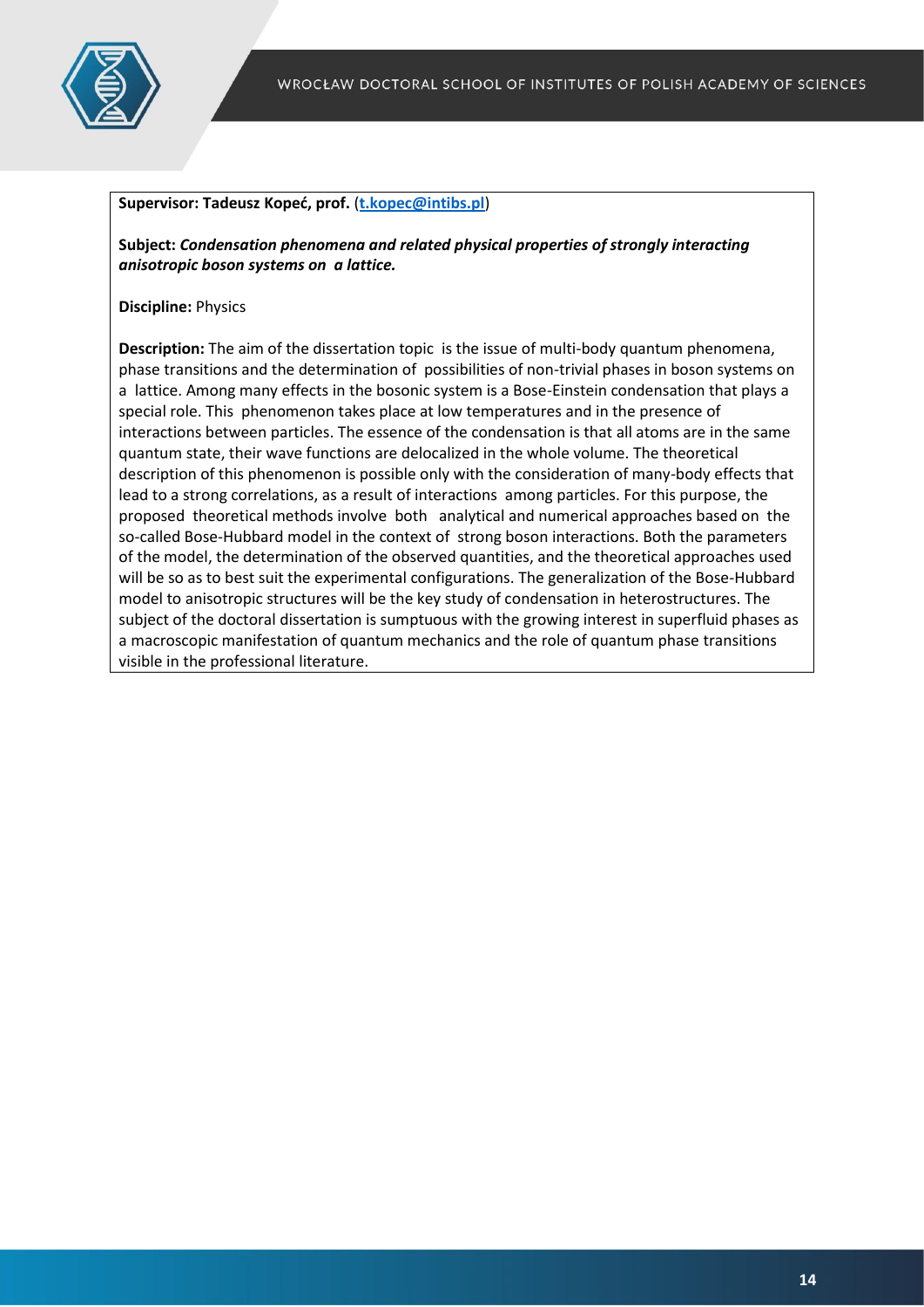**Supervisor: Tadeusz Kopeć, prof.** ([t.kopec@intibs.pl](mailto:t.kopec@intibs.pl))

**Subject:** ***Condensation phenomena and related physical properties of strongly interacting anisotropic boson systems on a lattice.***

**Discipline:** Physics

**Description:** The aim of the dissertation topic is the issue of multi-body quantum phenomena, phase transitions and the determination of possibilities of non-trivial phases in boson systems on a lattice. Among many effects in the bosonic system is a Bose-Einstein condensation that plays a special role. This phenomenon takes place at low temperatures and in the presence of interactions between particles. The essence of the condensation is that all atoms are in the same quantum state, their wave functions are delocalized in the whole volume. The theoretical description of this phenomenon is possible only with the consideration of many-body effects that lead to a strong correlations, as a result of interactions among particles. For this purpose, the proposed theoretical methods involve both analytical and numerical approaches based on the so-called Bose-Hubbard model in the context of strong boson interactions. Both the parameters of the model, the determination of the observed quantities, and the theoretical approaches used will be so as to best suit the experimental configurations. The generalization of the Bose-Hubbard model to anisotropic structures will be the key study of condensation in heterostructures. The subject of the doctoral dissertation is sumptuous with the growing interest in superfluid phases as a macroscopic manifestation of quantum mechanics and the role of quantum phase transitions visible in the professional literature.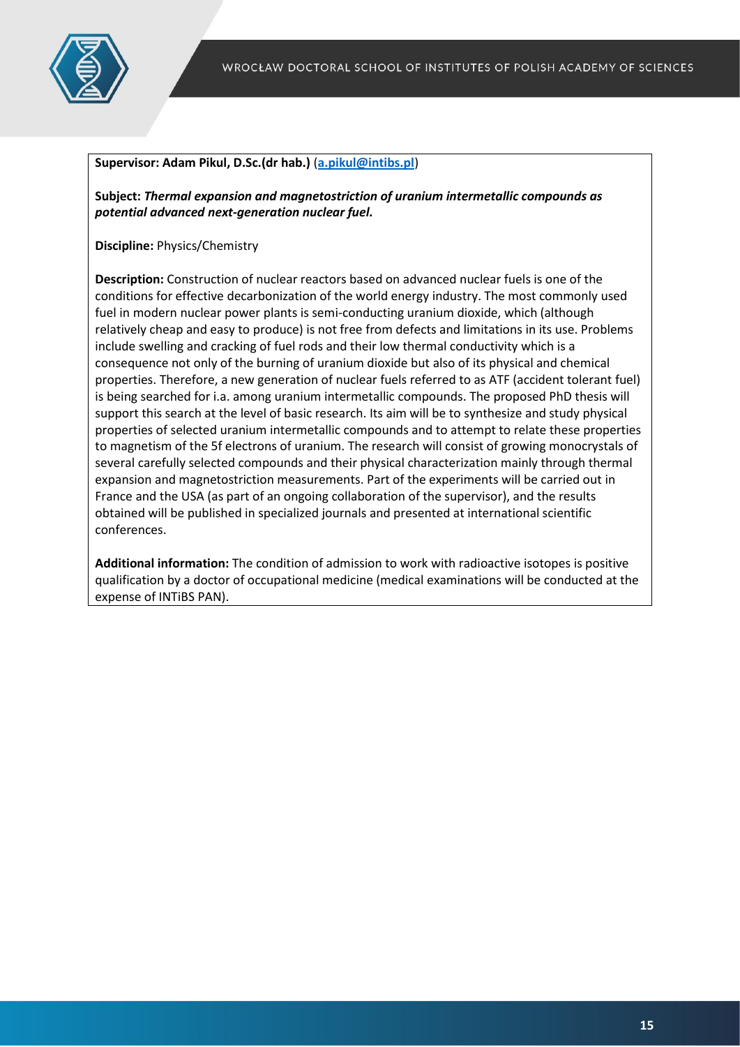**Supervisor: Adam Pikul, D.Sc.(dr hab.)** ([a.pikul@intibs.pl](mailto:a.pikul@intibs.pl))

**Subject:** ***Thermal expansion and magnetostriction of uranium intermetallic compounds as potential advanced next-generation nuclear fuel.***

**Discipline:** Physics/Chemistry

**Description:** Construction of nuclear reactors based on advanced nuclear fuels is one of the conditions for effective decarbonization of the world energy industry. The most commonly used fuel in modern nuclear power plants is semi-conducting uranium dioxide, which (although relatively cheap and easy to produce) is not free from defects and limitations in its use. Problems include swelling and cracking of fuel rods and their low thermal conductivity which is a consequence not only of the burning of uranium dioxide but also of its physical and chemical properties. Therefore, a new generation of nuclear fuels referred to as ATF (accident tolerant fuel) is being searched for i.a. among uranium intermetallic compounds. The proposed PhD thesis will support this search at the level of basic research. Its aim will be to synthesize and study physical properties of selected uranium intermetallic compounds and to attempt to relate these properties to magnetism of the 5f electrons of uranium. The research will consist of growing monocrystals of several carefully selected compounds and their physical characterization mainly through thermal expansion and magnetostriction measurements. Part of the experiments will be carried out in France and the USA (as part of an ongoing collaboration of the supervisor), and the results obtained will be published in specialized journals and presented at international scientific conferences.

**Additional information:** The condition of admission to work with radioactive isotopes is positive qualification by a doctor of occupational medicine (medical examinations will be conducted at the expense of INTiBS PAN).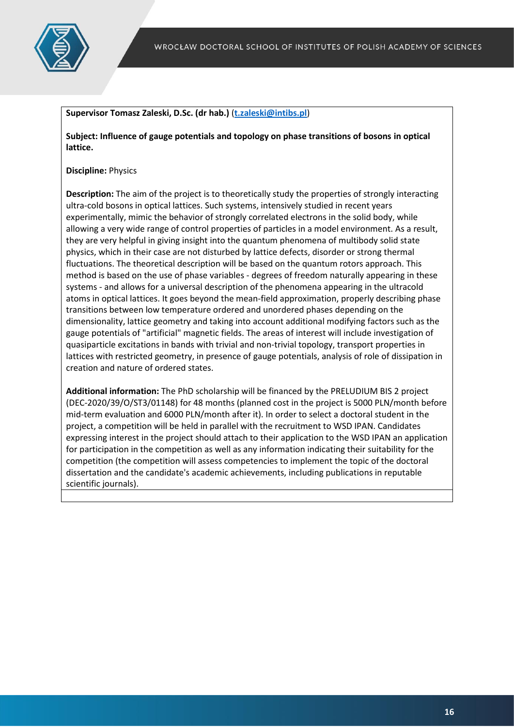**Supervisor Tomasz Zaleski, D.Sc. (dr hab.)** (**t.zaleski@intibs.pl**)

**Subject: Influence of gauge potentials and topology on phase transitions of bosons in optical lattice.**

**Discipline:** Physics

**Description:** The aim of the project is to theoretically study the properties of strongly interacting ultra-cold bosons in optical lattices. Such systems, intensively studied in recent years experimentally, mimic the behavior of strongly correlated electrons in the solid body, while allowing a very wide range of control properties of particles in a model environment. As a result, they are very helpful in giving insight into the quantum phenomena of multibody solid state physics, which in their case are not disturbed by lattice defects, disorder or strong thermal fluctuations. The theoretical description will be based on the quantum rotors approach. This method is based on the use of phase variables - degrees of freedom naturally appearing in these systems - and allows for a universal description of the phenomena appearing in the ultracold atoms in optical lattices. It goes beyond the mean-field approximation, properly describing phase transitions between low temperature ordered and unordered phases depending on the dimensionality, lattice geometry and taking into account additional modifying factors such as the gauge potentials of "artificial" magnetic fields. The areas of interest will include investigation of quasiparticle excitations in bands with trivial and non-trivial topology, transport properties in lattices with restricted geometry, in presence of gauge potentials, analysis of role of dissipation in creation and nature of ordered states.

**Additional information:** The PhD scholarship will be financed by the PRELUDIUM BIS 2 project (DEC-2020/39/O/ST3/01148) for 48 months (planned cost in the project is 5000 PLN/month before mid-term evaluation and 6000 PLN/month after it). In order to select a doctoral student in the project, a competition will be held in parallel with the recruitment to WSD IPAN. Candidates expressing interest in the project should attach to their application to the WSD IPAN an application for participation in the competition as well as any information indicating their suitability for the competition (the competition will assess competencies to implement the topic of the doctoral dissertation and the candidate's academic achievements, including publications in reputable scientific journals).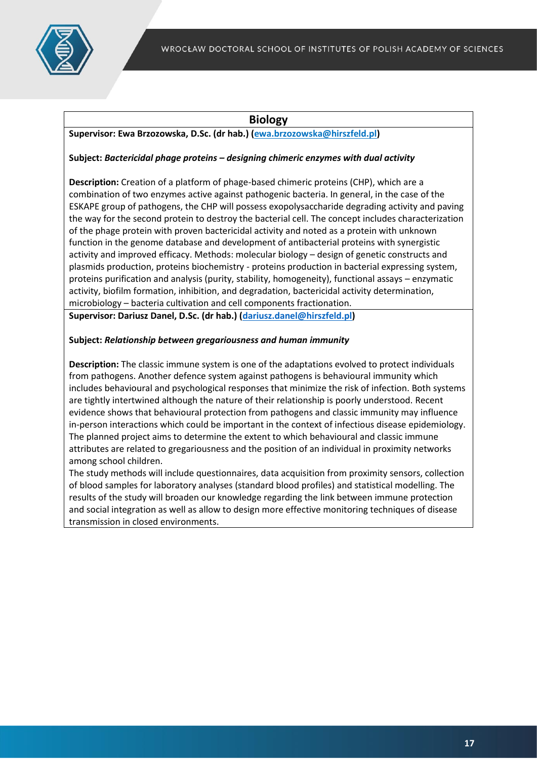## Biology

**Supervisor: Ewa Brzozowska, D.Sc. (dr hab.) ([ewa.brzozowska@hirszfeld.pl](mailto:ewa.brzozowska@hirszfeld.pl))**

**Subject:** ***Bactericidal phage proteins – designing chimeric enzymes with dual activity***

**Description:** Creation of a platform of phage-based chimeric proteins (CHP), which are a combination of two enzymes active against pathogenic bacteria. In general, in the case of the ESKAPE group of pathogens, the CHP will possess exopolysaccharide degrading activity and paving the way for the second protein to destroy the bacterial cell. The concept includes characterization of the phage protein with proven bactericidal activity and noted as a protein with unknown function in the genome database and development of antibacterial proteins with synergistic activity and improved efficacy. Methods: molecular biology – design of genetic constructs and plasmids production, proteins biochemistry - proteins production in bacterial expressing system, proteins purification and analysis (purity, stability, homogeneity), functional assays – enzymatic activity, biofilm formation, inhibition, and degradation, bactericidal activity determination, microbiology – bacteria cultivation and cell components fractionation.

**Supervisor: Dariusz Danel, D.Sc. (dr hab.) ([dariusz.danel@hirszfeld.pl](mailto:dariusz.danel@hirszfeld.pl))**

**Subject:** ***Relationship between gregariousness and human immunity***

**Description:** The classic immune system is one of the adaptations evolved to protect individuals from pathogens. Another defence system against pathogens is behavioural immunity which includes behavioural and psychological responses that minimize the risk of infection. Both systems are tightly intertwined although the nature of their relationship is poorly understood. Recent evidence shows that behavioural protection from pathogens and classic immunity may influence in-person interactions which could be important in the context of infectious disease epidemiology. The planned project aims to determine the extent to which behavioural and classic immune attributes are related to gregariousness and the position of an individual in proximity networks among school children.

The study methods will include questionnaires, data acquisition from proximity sensors, collection of blood samples for laboratory analyses (standard blood profiles) and statistical modelling. The results of the study will broaden our knowledge regarding the link between immune protection and social integration as well as allow to design more effective monitoring techniques of disease transmission in closed environments.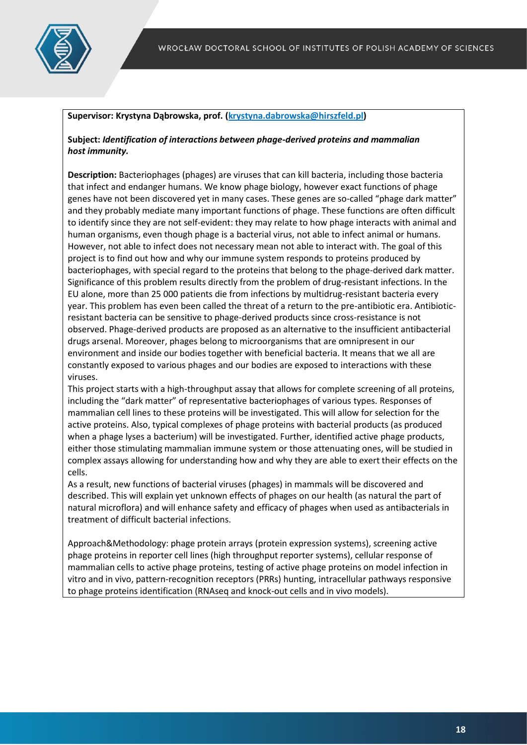**Supervisor: Krystyna Dąbrowska, prof. ([krystyna.dabrowska@hirszfeld.pl](mailto:krystyna.dabrowska@hirszfeld.pl))**

**Subject:** ***Identification of interactions between phage-derived proteins and mammalian host immunity.***

**Description:** Bacteriophages (phages) are viruses that can kill bacteria, including those bacteria that infect and endanger humans. We know phage biology, however exact functions of phage genes have not been discovered yet in many cases. These genes are so-called "phage dark matter" and they probably mediate many important functions of phage. These functions are often difficult to identify since they are not self-evident: they may relate to how phage interacts with animal and human organisms, even though phage is a bacterial virus, not able to infect animal or humans. However, not able to infect does not necessary mean not able to interact with. The goal of this project is to find out how and why our immune system responds to proteins produced by bacteriophages, with special regard to the proteins that belong to the phage-derived dark matter. Significance of this problem results directly from the problem of drug-resistant infections. In the EU alone, more than 25 000 patients die from infections by multidrug-resistant bacteria every year. This problem has even been called the threat of a return to the pre-antibiotic era. Antibiotic-resistant bacteria can be sensitive to phage-derived products since cross-resistance is not observed. Phage-derived products are proposed as an alternative to the insufficient antibacterial drugs arsenal. Moreover, phages belong to microorganisms that are omnipresent in our environment and inside our bodies together with beneficial bacteria. It means that we all are constantly exposed to various phages and our bodies are exposed to interactions with these viruses.

This project starts with a high-throughput assay that allows for complete screening of all proteins, including the "dark matter" of representative bacteriophages of various types. Responses of mammalian cell lines to these proteins will be investigated. This will allow for selection for the active proteins. Also, typical complexes of phage proteins with bacterial products (as produced when a phage lyses a bacterium) will be investigated. Further, identified active phage products, either those stimulating mammalian immune system or those attenuating ones, will be studied in complex assays allowing for understanding how and why they are able to exert their effects on the cells.

As a result, new functions of bacterial viruses (phages) in mammals will be discovered and described. This will explain yet unknown effects of phages on our health (as natural the part of natural microflora) and will enhance safety and efficacy of phages when used as antibacterials in treatment of difficult bacterial infections.

Approach&Methodology: phage protein arrays (protein expression systems), screening active phage proteins in reporter cell lines (high throughput reporter systems), cellular response of mammalian cells to active phage proteins, testing of active phage proteins on model infection in vitro and in vivo, pattern-recognition receptors (PRRs) hunting, intracellular pathways responsive to phage proteins identification (RNAseq and knock-out cells and in vivo models).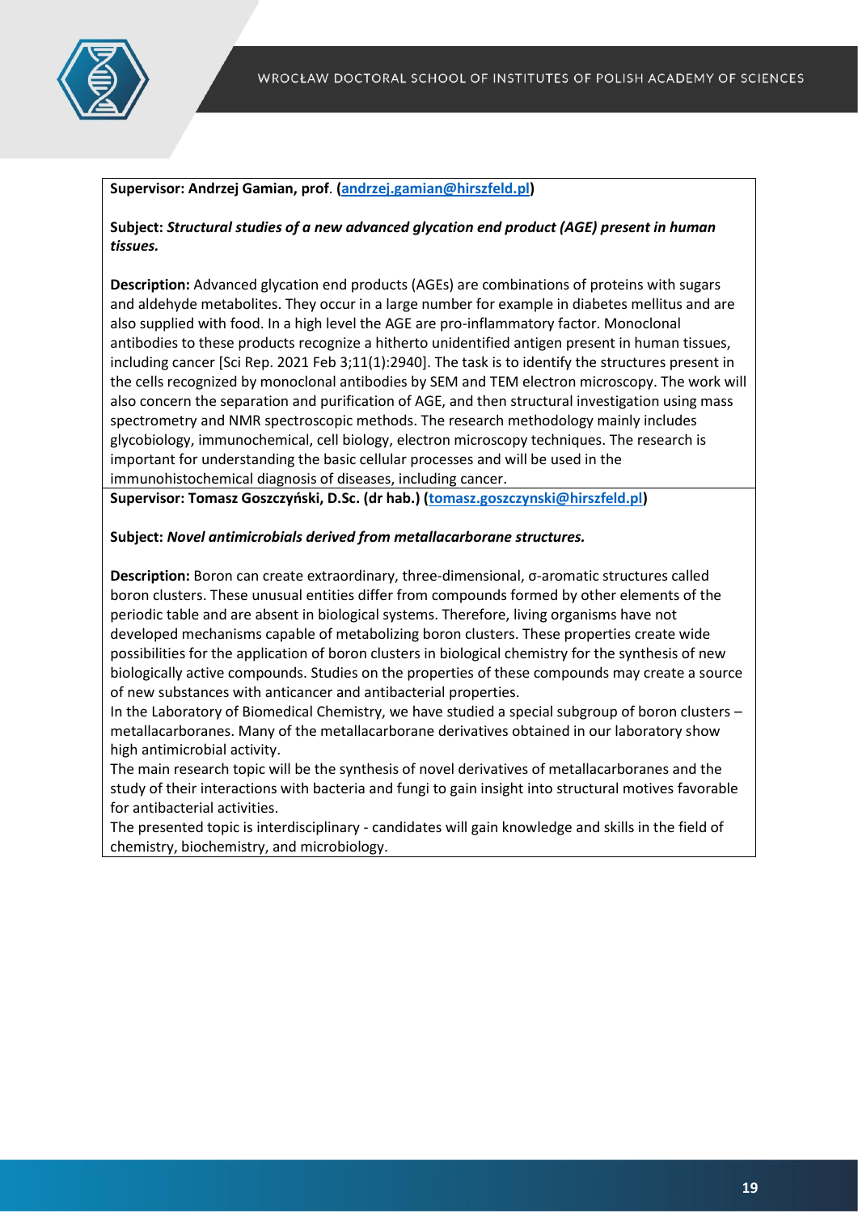**Supervisor: Andrzej Gamian, prof**. **(andrzej.gamian@hirszfeld.pl)**

**Subject:** ***Structural studies of a new advanced glycation end product (AGE) present in human tissues.***

**Description:** Advanced glycation end products (AGEs) are combinations of proteins with sugars and aldehyde metabolites. They occur in a large number for example in diabetes mellitus and are also supplied with food. In a high level the AGE are pro-inflammatory factor. Monoclonal antibodies to these products recognize a hitherto unidentified antigen present in human tissues, including cancer [Sci Rep. 2021 Feb 3;11(1):2940]. The task is to identify the structures present in the cells recognized by monoclonal antibodies by SEM and TEM electron microscopy. The work will also concern the separation and purification of AGE, and then structural investigation using mass spectrometry and NMR spectroscopic methods. The research methodology mainly includes glycobiology, immunochemical, cell biology, electron microscopy techniques. The research is important for understanding the basic cellular processes and will be used in the immunohistochemical diagnosis of diseases, including cancer.

**Supervisor: Tomasz Goszczyński, D.Sc. (dr hab.) (tomasz.goszczynski@hirszfeld.pl)**

**Subject:** ***Novel antimicrobials derived from metallacarborane structures.***

**Description:** Boron can create extraordinary, three-dimensional, σ-aromatic structures called boron clusters. These unusual entities differ from compounds formed by other elements of the periodic table and are absent in biological systems. Therefore, living organisms have not developed mechanisms capable of metabolizing boron clusters. These properties create wide possibilities for the application of boron clusters in biological chemistry for the synthesis of new biologically active compounds. Studies on the properties of these compounds may create a source of new substances with anticancer and antibacterial properties.

In the Laboratory of Biomedical Chemistry, we have studied a special subgroup of boron clusters – metallacarboranes. Many of the metallacarborane derivatives obtained in our laboratory show high antimicrobial activity.

The main research topic will be the synthesis of novel derivatives of metallacarboranes and the study of their interactions with bacteria and fungi to gain insight into structural motives favorable for antibacterial activities.

The presented topic is interdisciplinary - candidates will gain knowledge and skills in the field of chemistry, biochemistry, and microbiology.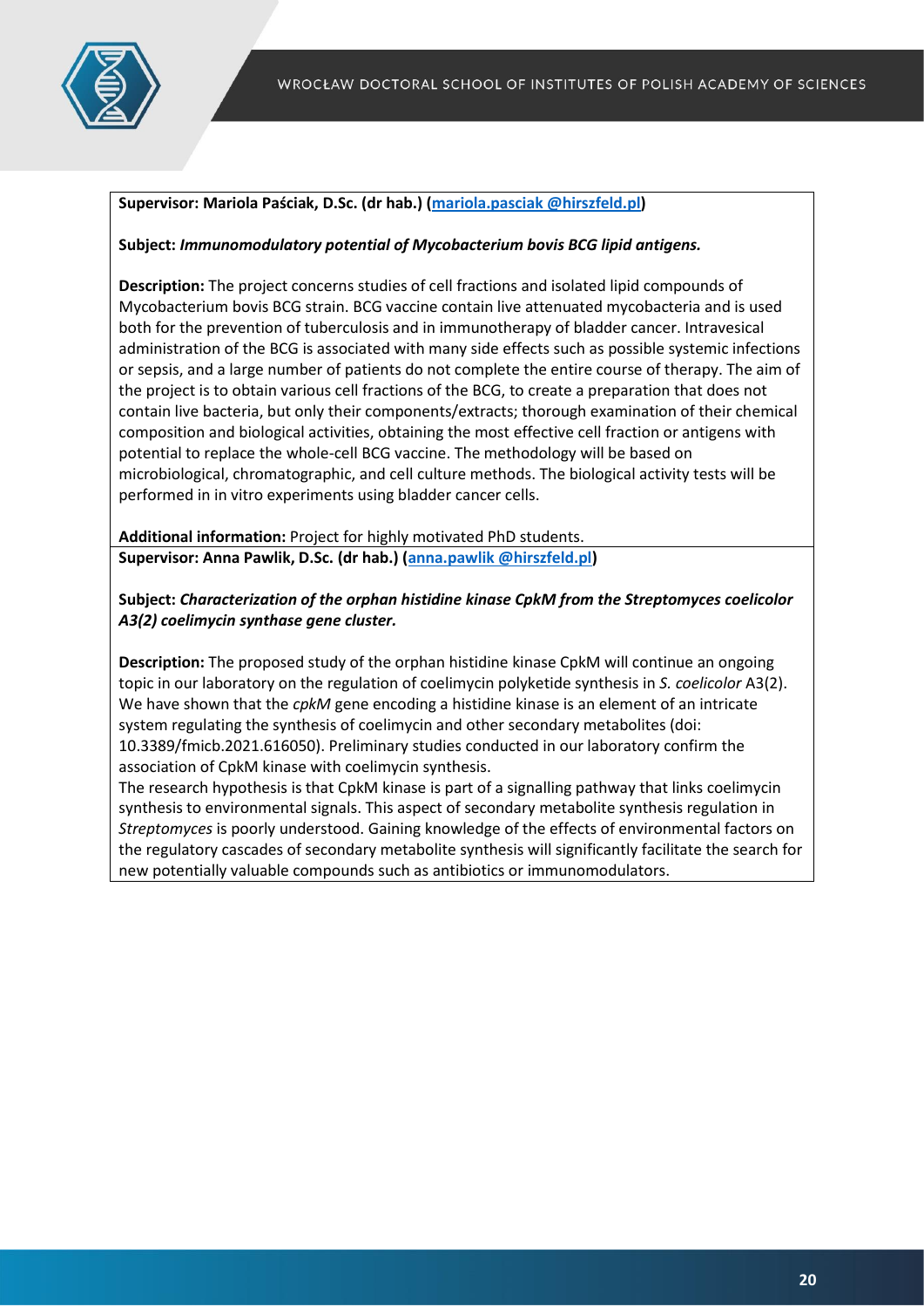**Supervisor: Mariola Paściak, D.Sc. (dr hab.) (mariola.pasciak @hirszfeld.pl)**

**Subject:** ***Immunomodulatory potential of Mycobacterium bovis BCG lipid antigens.***

**Description:** The project concerns studies of cell fractions and isolated lipid compounds of Mycobacterium bovis BCG strain. BCG vaccine contain live attenuated mycobacteria and is used both for the prevention of tuberculosis and in immunotherapy of bladder cancer. Intravesical administration of the BCG is associated with many side effects such as possible systemic infections or sepsis, and a large number of patients do not complete the entire course of therapy. The aim of the project is to obtain various cell fractions of the BCG, to create a preparation that does not contain live bacteria, but only their components/extracts; thorough examination of their chemical composition and biological activities, obtaining the most effective cell fraction or antigens with potential to replace the whole-cell BCG vaccine. The methodology will be based on microbiological, chromatographic, and cell culture methods. The biological activity tests will be performed in in vitro experiments using bladder cancer cells.

**Additional information:** Project for highly motivated PhD students.

**Supervisor: Anna Pawlik, D.Sc. (dr hab.) (anna.pawlik @hirszfeld.pl)**

**Subject:** ***Characterization of the orphan histidine kinase CpkM from the Streptomyces coelicolor A3(2) coelimycin synthase gene cluster.***

**Description:** The proposed study of the orphan histidine kinase CpkM will continue an ongoing topic in our laboratory on the regulation of coelimycin polyketide synthesis in *S. coelicolor* A3(2). We have shown that the *cpkM* gene encoding a histidine kinase is an element of an intricate system regulating the synthesis of coelimycin and other secondary metabolites (doi: 10.3389/fmicb.2021.616050). Preliminary studies conducted in our laboratory confirm the association of CpkM kinase with coelimycin synthesis.

The research hypothesis is that CpkM kinase is part of a signalling pathway that links coelimycin synthesis to environmental signals. This aspect of secondary metabolite synthesis regulation in *Streptomyces* is poorly understood. Gaining knowledge of the effects of environmental factors on the regulatory cascades of secondary metabolite synthesis will significantly facilitate the search for new potentially valuable compounds such as antibiotics or immunomodulators.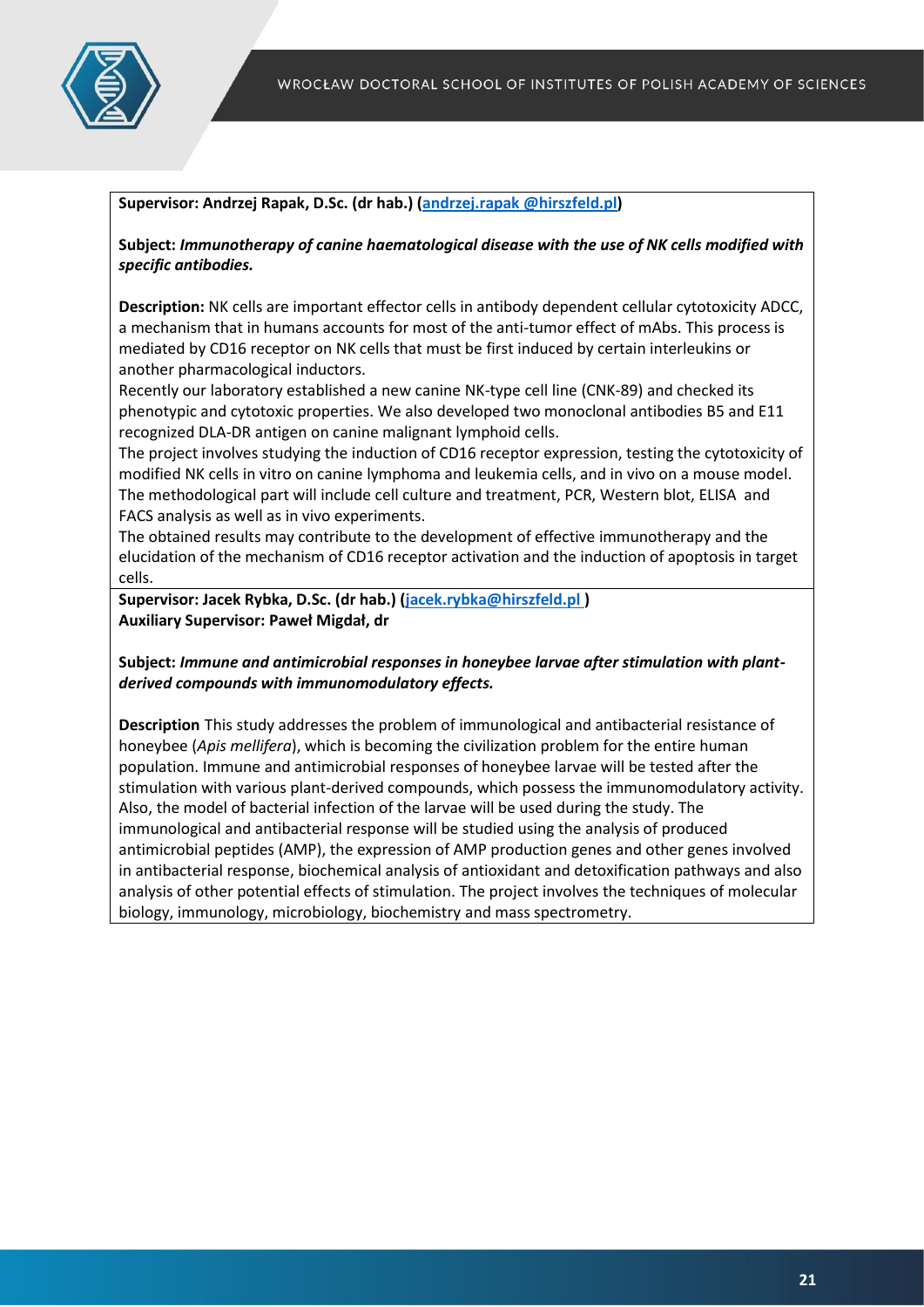**Supervisor: Andrzej Rapak, D.Sc. (dr hab.) (andrzej.rapak @hirszfeld.pl)**

**Subject:** ***Immunotherapy of canine haematological disease with the use of NK cells modified with specific antibodies.***

**Description:** NK cells are important effector cells in antibody dependent cellular cytotoxicity ADCC, a mechanism that in humans accounts for most of the anti-tumor effect of mAbs. This process is mediated by CD16 receptor on NK cells that must be first induced by certain interleukins or another pharmacological inductors.
Recently our laboratory established a new canine NK-type cell line (CNK-89) and checked its phenotypic and cytotoxic properties. We also developed two monoclonal antibodies B5 and E11 recognized DLA-DR antigen on canine malignant lymphoid cells.
The project involves studying the induction of CD16 receptor expression, testing the cytotoxicity of modified NK cells in vitro on canine lymphoma and leukemia cells, and in vivo on a mouse model. The methodological part will include cell culture and treatment, PCR, Western blot, ELISA and FACS analysis as well as in vivo experiments.
The obtained results may contribute to the development of effective immunotherapy and the elucidation of the mechanism of CD16 receptor activation and the induction of apoptosis in target cells.

**Supervisor: Jacek Rybka, D.Sc. (dr hab.) (jacek.rybka@hirszfeld.pl )**
**Auxiliary Supervisor: Paweł Migdał, dr**

**Subject:** ***Immune and antimicrobial responses in honeybee larvae after stimulation with plant-derived compounds with immunomodulatory effects.***

**Description** This study addresses the problem of immunological and antibacterial resistance of honeybee (*Apis mellifera*), which is becoming the civilization problem for the entire human population. Immune and antimicrobial responses of honeybee larvae will be tested after the stimulation with various plant-derived compounds, which possess the immunomodulatory activity. Also, the model of bacterial infection of the larvae will be used during the study. The immunological and antibacterial response will be studied using the analysis of produced antimicrobial peptides (AMP), the expression of AMP production genes and other genes involved in antibacterial response, biochemical analysis of antioxidant and detoxification pathways and also analysis of other potential effects of stimulation. The project involves the techniques of molecular biology, immunology, microbiology, biochemistry and mass spectrometry.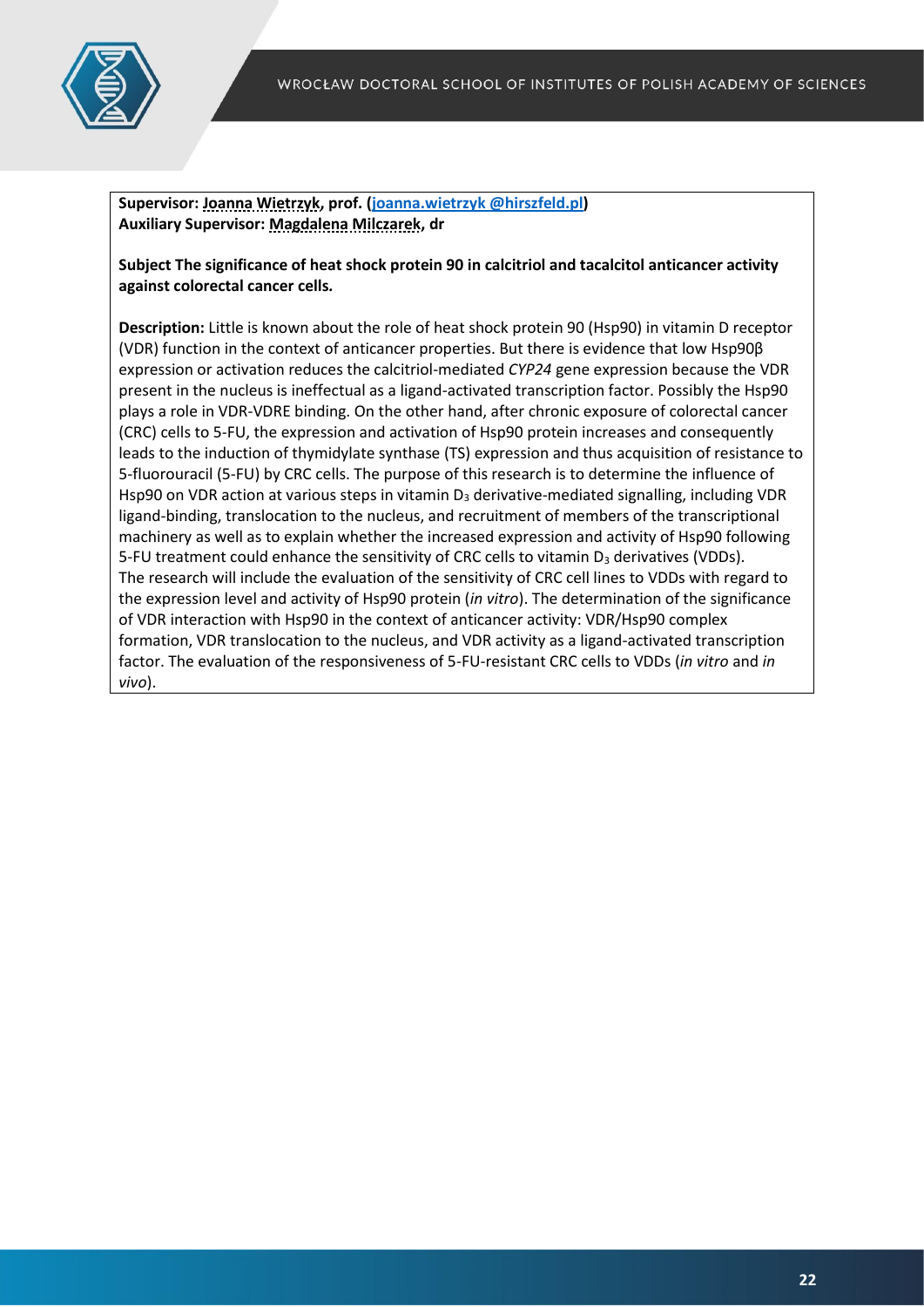**Supervisor: Joanna Wietrzyk, prof. (joanna.wietrzyk @hirszfeld.pl)**
**Auxiliary Supervisor: Magdalena Milczarek, dr**

**Subject The significance of heat shock protein 90 in calcitriol and tacalcitol anticancer activity against colorectal cancer cells.**

**Description:** Little is known about the role of heat shock protein 90 (Hsp90) in vitamin D receptor (VDR) function in the context of anticancer properties. But there is evidence that low Hsp90β expression or activation reduces the calcitriol-mediated *CYP24* gene expression because the VDR present in the nucleus is ineffectual as a ligand-activated transcription factor. Possibly the Hsp90 plays a role in VDR-VDRE binding. On the other hand, after chronic exposure of colorectal cancer (CRC) cells to 5-FU, the expression and activation of Hsp90 protein increases and consequently leads to the induction of thymidylate synthase (TS) expression and thus acquisition of resistance to 5-fluorouracil (5-FU) by CRC cells. The purpose of this research is to determine the influence of Hsp90 on VDR action at various steps in vitamin $D_3$ derivative-mediated signalling, including VDR ligand-binding, translocation to the nucleus, and recruitment of members of the transcriptional machinery as well as to explain whether the increased expression and activity of Hsp90 following 5-FU treatment could enhance the sensitivity of CRC cells to vitamin $D_3$ derivatives (VDDs).
The research will include the evaluation of the sensitivity of CRC cell lines to VDDs with regard to the expression level and activity of Hsp90 protein (*in vitro*). The determination of the significance of VDR interaction with Hsp90 in the context of anticancer activity: VDR/Hsp90 complex formation, VDR translocation to the nucleus, and VDR activity as a ligand-activated transcription factor. The evaluation of the responsiveness of 5-FU-resistant CRC cells to VDDs (*in vitro* and *in vivo*).